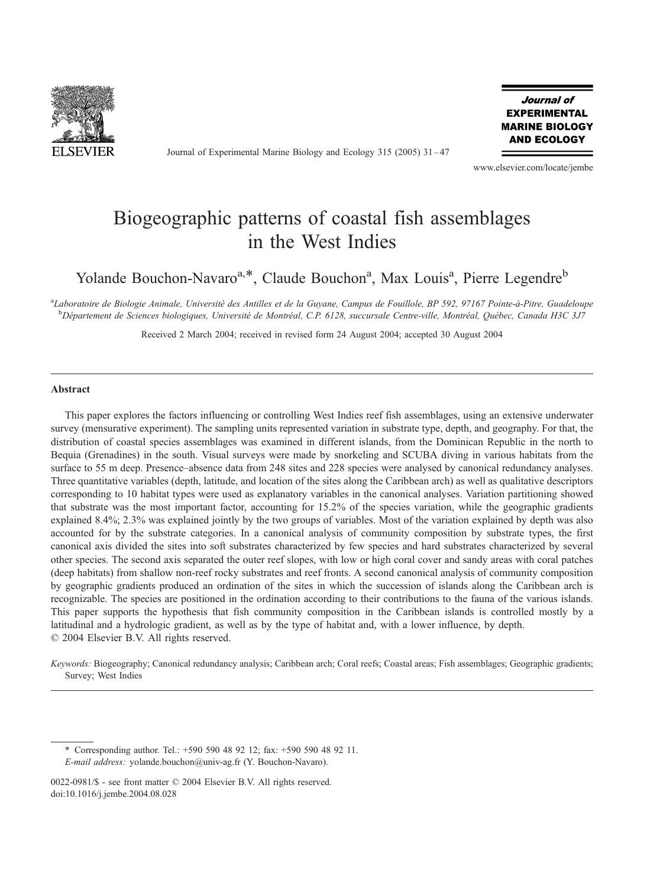# Biogeographic patterns of coastal fish assemblages in the West Indies

Yolande Bouchon-Navaro[a,*], Claude Bouchon[a], Max Louis[a], Pierre Legendre[b]

[a]*Laboratoire de Biologie Animale, Université des Antilles et de la Guyane, Campus de Fouillole, BP 592, 97167 Pointe-à-Pitre, Guadeloupe*

[b]*Département de Sciences biologiques, Université de Montréal, C.P. 6128, succursale Centre-ville, Montréal, Québec, Canada H3C 3J7*

Received 2 March 2004; received in revised form 24 August 2004; accepted 30 August 2004

## Abstract

This paper explores the factors influencing or controlling West Indies reef fish assemblages, using an extensive underwater survey (mensurative experiment). The sampling units represented variation in substrate type, depth, and geography. For that, the distribution of coastal species assemblages was examined in different islands, from the Dominican Republic in the north to Bequia (Grenadines) in the south. Visual surveys were made by snorkeling and SCUBA diving in various habitats from the surface to 55 m deep. Presence–absence data from 248 sites and 228 species were analysed by canonical redundancy analyses. Three quantitative variables (depth, latitude, and location of the sites along the Caribbean arch) as well as qualitative descriptors corresponding to 10 habitat types were used as explanatory variables in the canonical analyses. Variation partitioning showed that substrate was the most important factor, accounting for 15.2% of the species variation, while the geographic gradients explained 8.4%; 2.3% was explained jointly by the two groups of variables. Most of the variation explained by depth was also accounted for by the substrate categories. In a canonical analysis of community composition by substrate types, the first canonical axis divided the sites into soft substrates characterized by few species and hard substrates characterized by several other species. The second axis separated the outer reef slopes, with low or high coral cover and sandy areas with coral patches (deep habitats) from shallow non-reef rocky substrates and reef fronts. A second canonical analysis of community composition by geographic gradients produced an ordination of the sites in which the succession of islands along the Caribbean arch is recognizable. The species are positioned in the ordination according to their contributions to the fauna of the various islands. This paper supports the hypothesis that fish community composition in the Caribbean islands is controlled mostly by a latitudinal and a hydrologic gradient, as well as by the type of habitat and, with a lower influence, by depth.

© 2004 Elsevier B.V. All rights reserved.

*Keywords:* Biogeography; Canonical redundancy analysis; Caribbean arch; Coral reefs; Coastal areas; Fish assemblages; Geographic gradients; Survey; West Indies

\* Corresponding author. Tel.: +590 590 48 92 12; fax: +590 590 48 92 11.
*E-mail address:* yolande.bouchon@univ-ag.fr (Y. Bouchon-Navaro).

0022-0981/$ - see front matter © 2004 Elsevier B.V. All rights reserved.
doi:10.1016/j.jembe.2004.08.028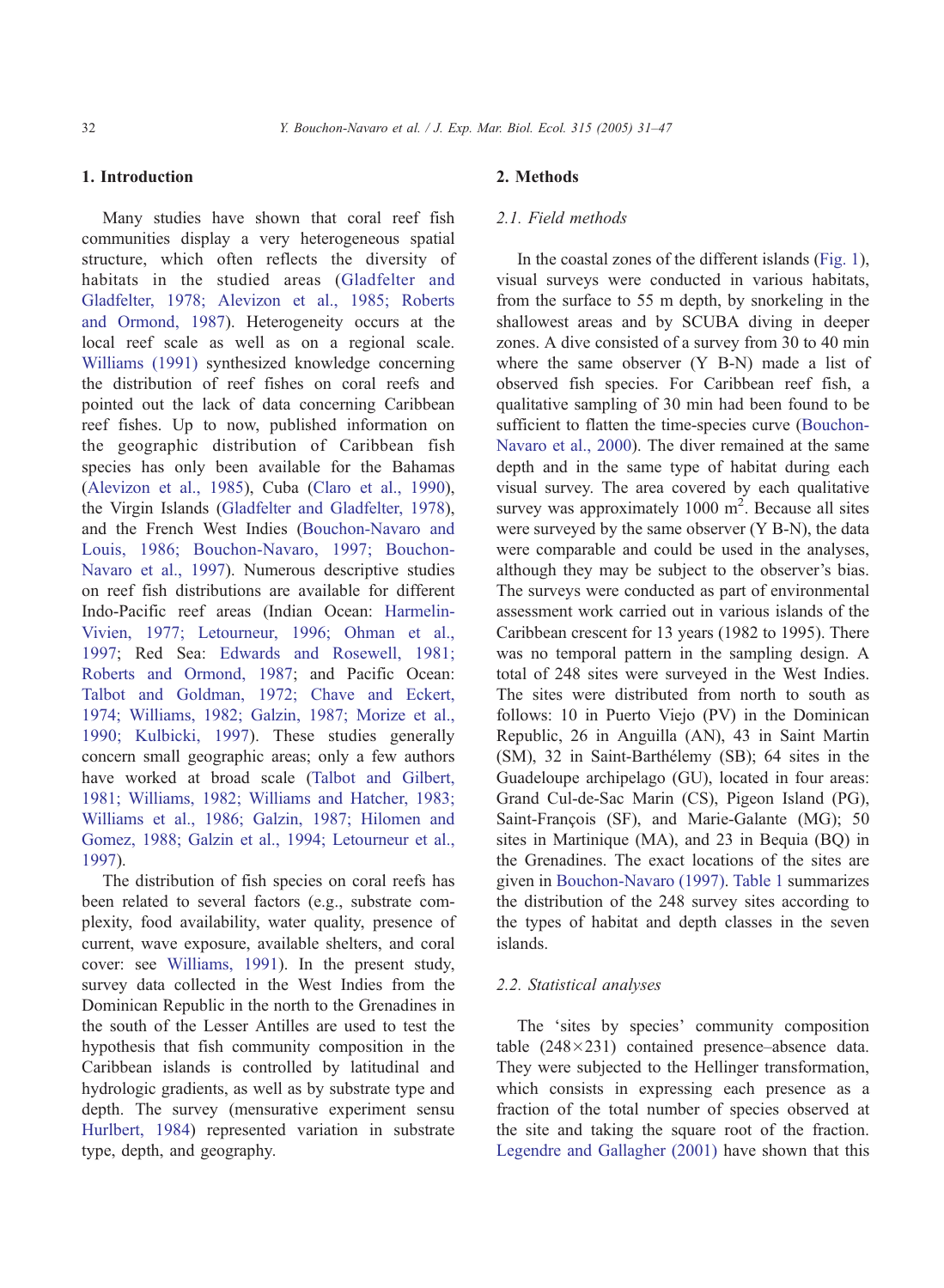## 1. Introduction

Many studies have shown that coral reef fish communities display a very heterogeneous spatial structure, which often reflects the diversity of habitats in the studied areas (Gladfelter and Gladfelter, 1978; Alevizon et al., 1985; Roberts and Ormond, 1987). Heterogeneity occurs at the local reef scale as well as on a regional scale. Williams (1991) synthesized knowledge concerning the distribution of reef fishes on coral reefs and pointed out the lack of data concerning Caribbean reef fishes. Up to now, published information on the geographic distribution of Caribbean fish species has only been available for the Bahamas (Alevizon et al., 1985), Cuba (Claro et al., 1990), the Virgin Islands (Gladfelter and Gladfelter, 1978), and the French West Indies (Bouchon-Navaro and Louis, 1986; Bouchon-Navaro, 1997; Bouchon-Navaro et al., 1997). Numerous descriptive studies on reef fish distributions are available for different Indo-Pacific reef areas (Indian Ocean: Harmelin-Vivien, 1977; Letourneur, 1996; Ohman et al., 1997; Red Sea: Edwards and Rosewell, 1981; Roberts and Ormond, 1987; and Pacific Ocean: Talbot and Goldman, 1972; Chave and Eckert, 1974; Williams, 1982; Galzin, 1987; Morize et al., 1990; Kulbicki, 1997). These studies generally concern small geographic areas; only a few authors have worked at broad scale (Talbot and Gilbert, 1981; Williams, 1982; Williams and Hatcher, 1983; Williams et al., 1986; Galzin, 1987; Hilomen and Gomez, 1988; Galzin et al., 1994; Letourneur et al., 1997).

The distribution of fish species on coral reefs has been related to several factors (e.g., substrate complexity, food availability, water quality, presence of current, wave exposure, available shelters, and coral cover: see Williams, 1991). In the present study, survey data collected in the West Indies from the Dominican Republic in the north to the Grenadines in the south of the Lesser Antilles are used to test the hypothesis that fish community composition in the Caribbean islands is controlled by latitudinal and hydrologic gradients, as well as by substrate type and depth. The survey (mensurative experiment sensu Hurlbert, 1984) represented variation in substrate type, depth, and geography.

## 2. Methods

### 2.1. Field methods

In the coastal zones of the different islands (Fig. 1), visual surveys were conducted in various habitats, from the surface to 55 m depth, by snorkeling in the shallowest areas and by SCUBA diving in deeper zones. A dive consisted of a survey from 30 to 40 min where the same observer (Y B-N) made a list of observed fish species. For Caribbean reef fish, a qualitative sampling of 30 min had been found to be sufficient to flatten the time-species curve (Bouchon-Navaro et al., 2000). The diver remained at the same depth and in the same type of habitat during each visual survey. The area covered by each qualitative survey was approximately 1000 m$^2$. Because all sites were surveyed by the same observer (Y B-N), the data were comparable and could be used in the analyses, although they may be subject to the observer's bias. The surveys were conducted as part of environmental assessment work carried out in various islands of the Caribbean crescent for 13 years (1982 to 1995). There was no temporal pattern in the sampling design. A total of 248 sites were surveyed in the West Indies. The sites were distributed from north to south as follows: 10 in Puerto Viejo (PV) in the Dominican Republic, 26 in Anguilla (AN), 43 in Saint Martin (SM), 32 in Saint-Barthélemy (SB); 64 sites in the Guadeloupe archipelago (GU), located in four areas: Grand Cul-de-Sac Marin (CS), Pigeon Island (PG), Saint-François (SF), and Marie-Galante (MG); 50 sites in Martinique (MA), and 23 in Bequia (BQ) in the Grenadines. The exact locations of the sites are given in Bouchon-Navaro (1997). Table 1 summarizes the distribution of the 248 survey sites according to the types of habitat and depth classes in the seven islands.

### 2.2. Statistical analyses

The 'sites by species' community composition table (248×231) contained presence–absence data. They were subjected to the Hellinger transformation, which consists in expressing each presence as a fraction of the total number of species observed at the site and taking the square root of the fraction. Legendre and Gallagher (2001) have shown that this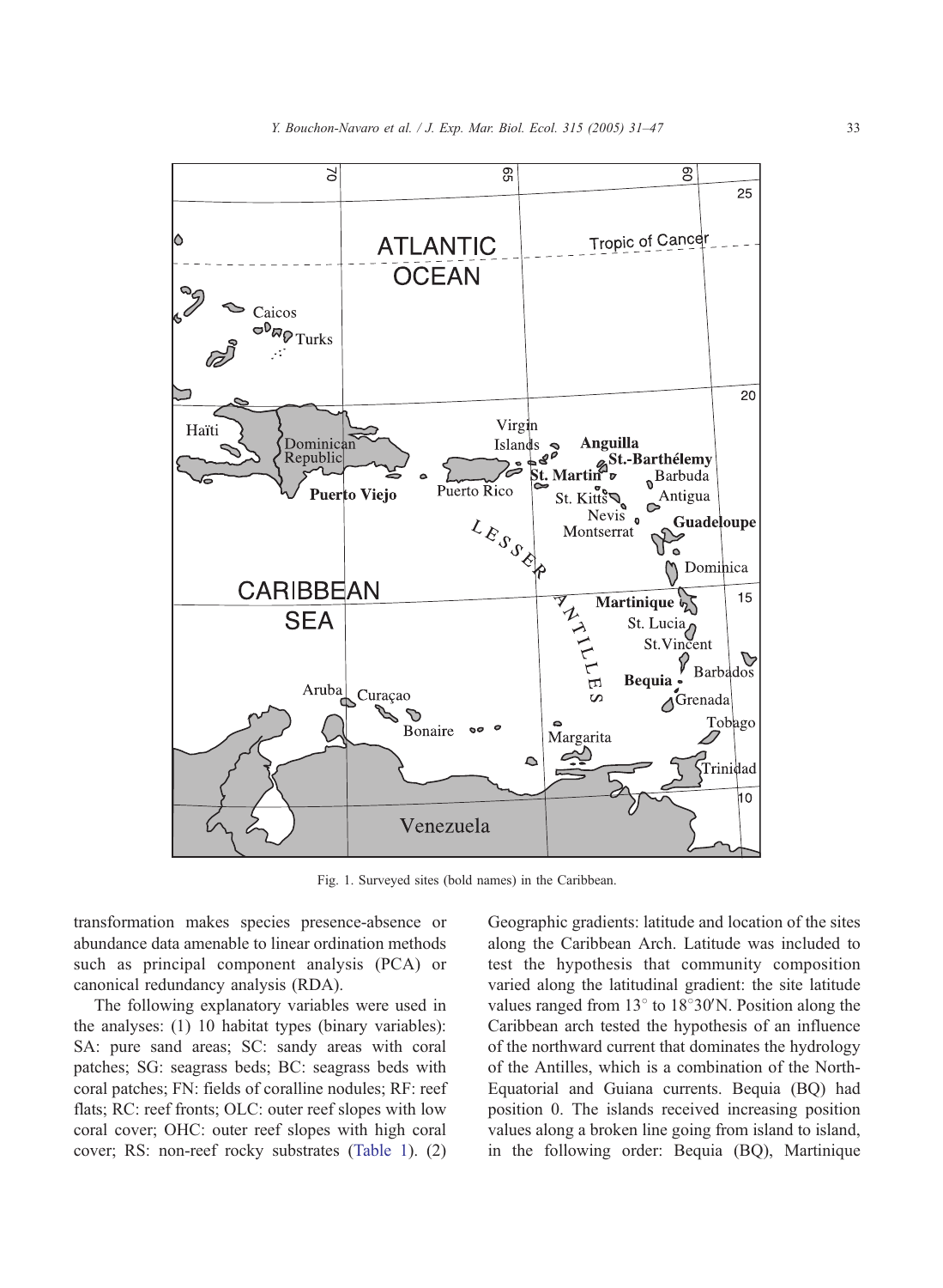Fig. 1. Surveyed sites (bold names) in the Caribbean.

transformation makes species presence-absence or abundance data amenable to linear ordination methods such as principal component analysis (PCA) or canonical redundancy analysis (RDA).

The following explanatory variables were used in the analyses: (1) 10 habitat types (binary variables): SA: pure sand areas; SC: sandy areas with coral patches; SG: seagrass beds; BC: seagrass beds with coral patches; FN: fields of coralline nodules; RF: reef flats; RC: reef fronts; OLC: outer reef slopes with low coral cover; OHC: outer reef slopes with high coral cover; RS: non-reef rocky substrates (Table 1). (2) Geographic gradients: latitude and location of the sites along the Caribbean Arch. Latitude was included to test the hypothesis that community composition varied along the latitudinal gradient: the site latitude values ranged from 13° to 18°30′N. Position along the Caribbean arch tested the hypothesis of an influence of the northward current that dominates the hydrology of the Antilles, which is a combination of the North-Equatorial and Guiana currents. Bequia (BQ) had position 0. The islands received increasing position values along a broken line going from island to island, in the following order: Bequia (BQ), Martinique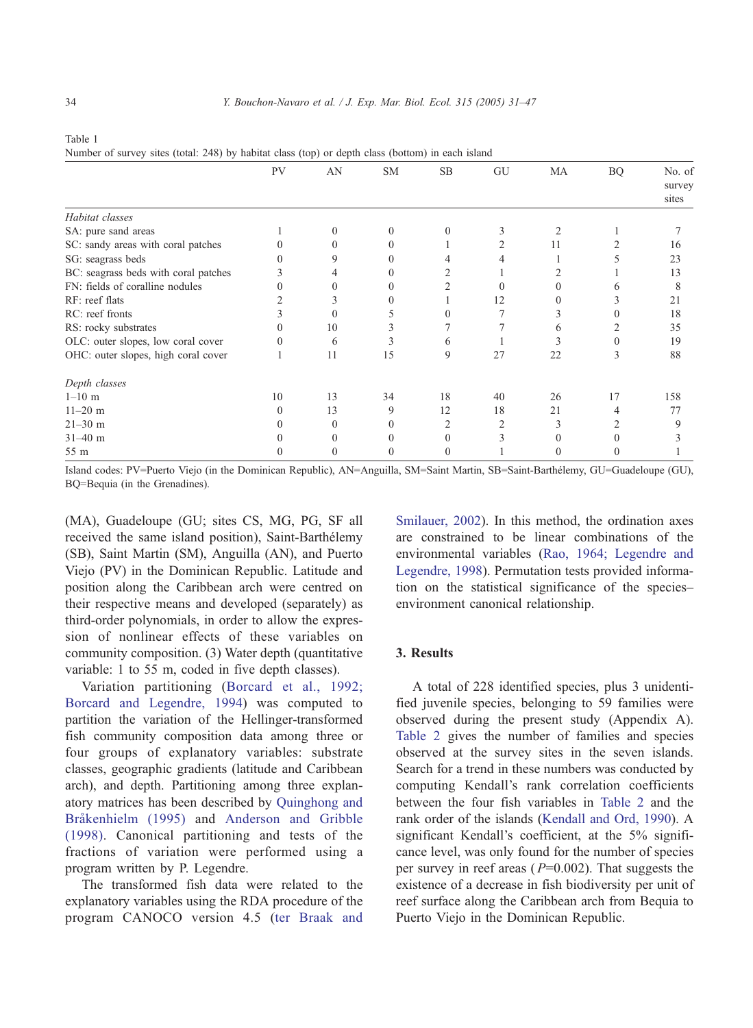Table 1
Number of survey sites (total: 248) by habitat class (top) or depth class (bottom) in each island

| | PV | AN | SM | SB | GU | MA | BQ | No. of survey sites |
|---|---|---|---|---|---|---|---|---|
| *Habitat classes* | | | | | | | | |
| SA: pure sand areas | 1 | 0 | 0 | 0 | 3 | 2 | 1 | 7 |
| SC: sandy areas with coral patches | 0 | 0 | 0 | 1 | 2 | 11 | 2 | 16 |
| SG: seagrass beds | 0 | 9 | 0 | 4 | 4 | 1 | 5 | 23 |
| BC: seagrass beds with coral patches | 3 | 4 | 0 | 2 | 1 | 2 | 1 | 13 |
| FN: fields of coralline nodules | 0 | 0 | 0 | 2 | 0 | 0 | 6 | 8 |
| RF: reef flats | 2 | 3 | 0 | 1 | 12 | 0 | 3 | 21 |
| RC: reef fronts | 3 | 0 | 5 | 0 | 7 | 3 | 0 | 18 |
| RS: rocky substrates | 0 | 10 | 3 | 7 | 7 | 6 | 2 | 35 |
| OLC: outer slopes, low coral cover | 0 | 6 | 3 | 6 | 1 | 3 | 0 | 19 |
| OHC: outer slopes, high coral cover | 1 | 11 | 15 | 9 | 27 | 22 | 3 | 88 |
| *Depth classes* | | | | | | | | |
| 1–10 m | 10 | 13 | 34 | 18 | 40 | 26 | 17 | 158 |
| 11–20 m | 0 | 13 | 9 | 12 | 18 | 21 | 4 | 77 |
| 21–30 m | 0 | 0 | 0 | 2 | 2 | 3 | 2 | 9 |
| 31–40 m | 0 | 0 | 0 | 0 | 3 | 0 | 0 | 3 |
| 55 m | 0 | 0 | 0 | 0 | 1 | 0 | 0 | 1 |

Island codes: PV=Puerto Viejo (in the Dominican Republic), AN=Anguilla, SM=Saint Martin, SB=Saint-Barthélemy, GU=Guadeloupe (GU), BQ=Bequia (in the Grenadines).

(MA), Guadeloupe (GU; sites CS, MG, PG, SF all received the same island position), Saint-Barthélemy (SB), Saint Martin (SM), Anguilla (AN), and Puerto Viejo (PV) in the Dominican Republic. Latitude and position along the Caribbean arch were centred on their respective means and developed (separately) as third-order polynomials, in order to allow the expression of nonlinear effects of these variables on community composition. (3) Water depth (quantitative variable: 1 to 55 m, coded in five depth classes).

Variation partitioning (Borcard et al., 1992; Borcard and Legendre, 1994) was computed to partition the variation of the Hellinger-transformed fish community composition data among three or four groups of explanatory variables: substrate classes, geographic gradients (latitude and Caribbean arch), and depth. Partitioning among three explanatory matrices has been described by Quinghong and Bråkenhielm (1995) and Anderson and Gribble (1998). Canonical partitioning and tests of the fractions of variation were performed using a program written by P. Legendre.

The transformed fish data were related to the explanatory variables using the RDA procedure of the program CANOCO version 4.5 (ter Braak and Smilauer, 2002). In this method, the ordination axes are constrained to be linear combinations of the environmental variables (Rao, 1964; Legendre and Legendre, 1998). Permutation tests provided information on the statistical significance of the species–environment canonical relationship.

## 3. Results

A total of 228 identified species, plus 3 unidentified juvenile species, belonging to 59 families were observed during the present study (Appendix A). Table 2 gives the number of families and species observed at the survey sites in the seven islands. Search for a trend in these numbers was conducted by computing Kendall's rank correlation coefficients between the four fish variables in Table 2 and the rank order of the islands (Kendall and Ord, 1990). A significant Kendall's coefficient, at the 5% significance level, was only found for the number of species per survey in reef areas ($P$=0.002). That suggests the existence of a decrease in fish biodiversity per unit of reef surface along the Caribbean arch from Bequia to Puerto Viejo in the Dominican Republic.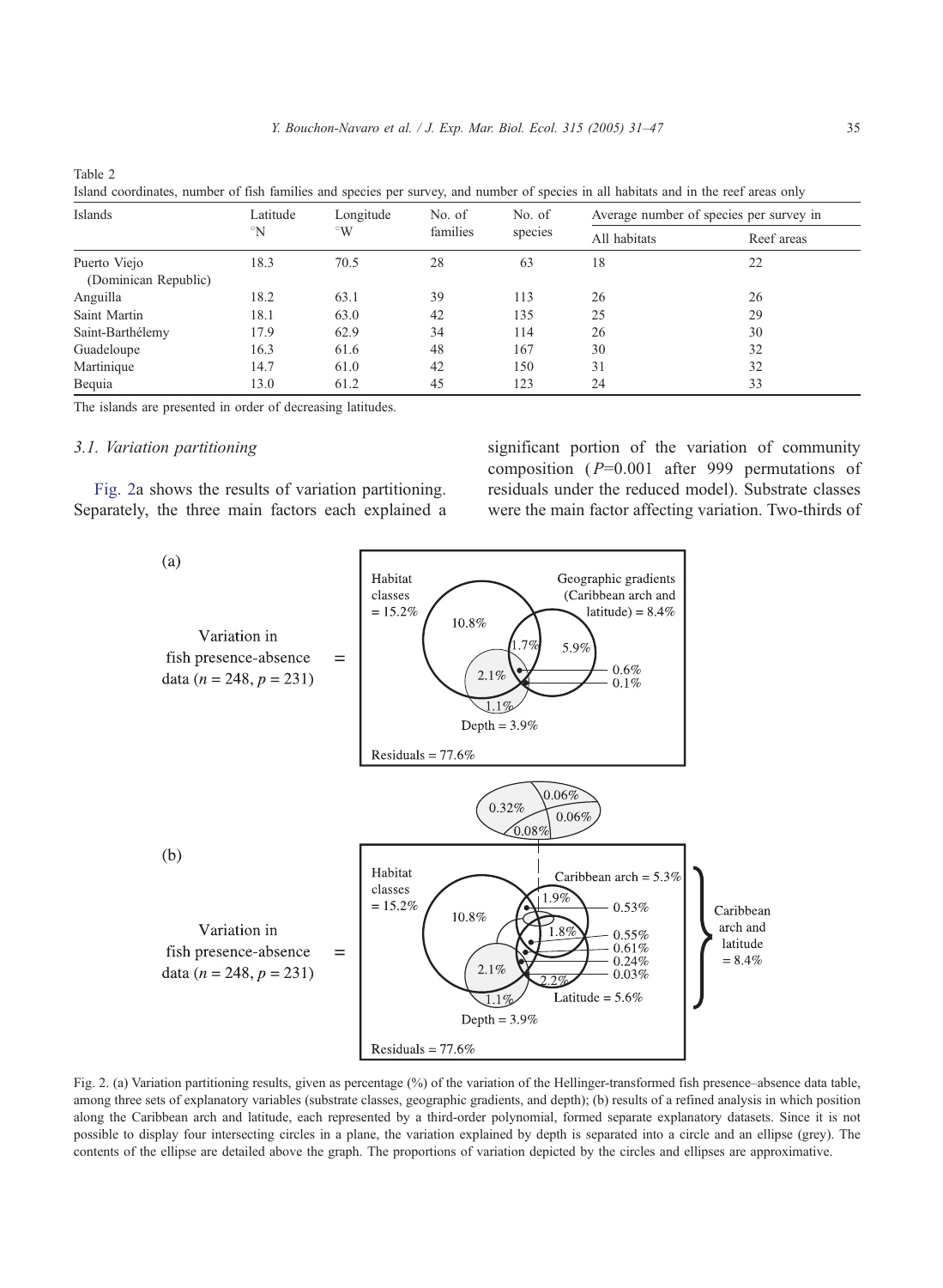Table 2
Island coordinates, number of fish families and species per survey, and number of species in all habitats and in the reef areas only

| Islands | Latitude °N | Longitude °W | No. of families | No. of species | Average number of species per survey in | |
|---|---|---|---|---|---|---|
| | | | | | All habitats | Reef areas |
| Puerto Viejo (Dominican Republic) | 18.3 | 70.5 | 28 | 63 | 18 | 22 |
| Anguilla | 18.2 | 63.1 | 39 | 113 | 26 | 26 |
| Saint Martin | 18.1 | 63.0 | 42 | 135 | 25 | 29 |
| Saint-Barthélemy | 17.9 | 62.9 | 34 | 114 | 26 | 30 |
| Guadeloupe | 16.3 | 61.6 | 48 | 167 | 30 | 32 |
| Martinique | 14.7 | 61.0 | 42 | 150 | 31 | 32 |
| Bequia | 13.0 | 61.2 | 45 | 123 | 24 | 33 |

The islands are presented in order of decreasing latitudes.

### 3.1. Variation partitioning

Fig. 2a shows the results of variation partitioning. Separately, the three main factors each explained a significant portion of the variation of community composition ($P$=0.001 after 999 permutations of residuals under the reduced model). Substrate classes were the main factor affecting variation. Two-thirds of

Fig. 2. (a) Variation partitioning results, given as percentage (%) of the variation of the Hellinger-transformed fish presence–absence data table, among three sets of explanatory variables (substrate classes, geographic gradients, and depth); (b) results of a refined analysis in which position along the Caribbean arch and latitude, each represented by a third-order polynomial, formed separate explanatory datasets. Since it is not possible to display four intersecting circles in a plane, the variation explained by depth is separated into a circle and an ellipse (grey). The contents of the ellipse are detailed above the graph. The proportions of variation depicted by the circles and ellipses are approximative.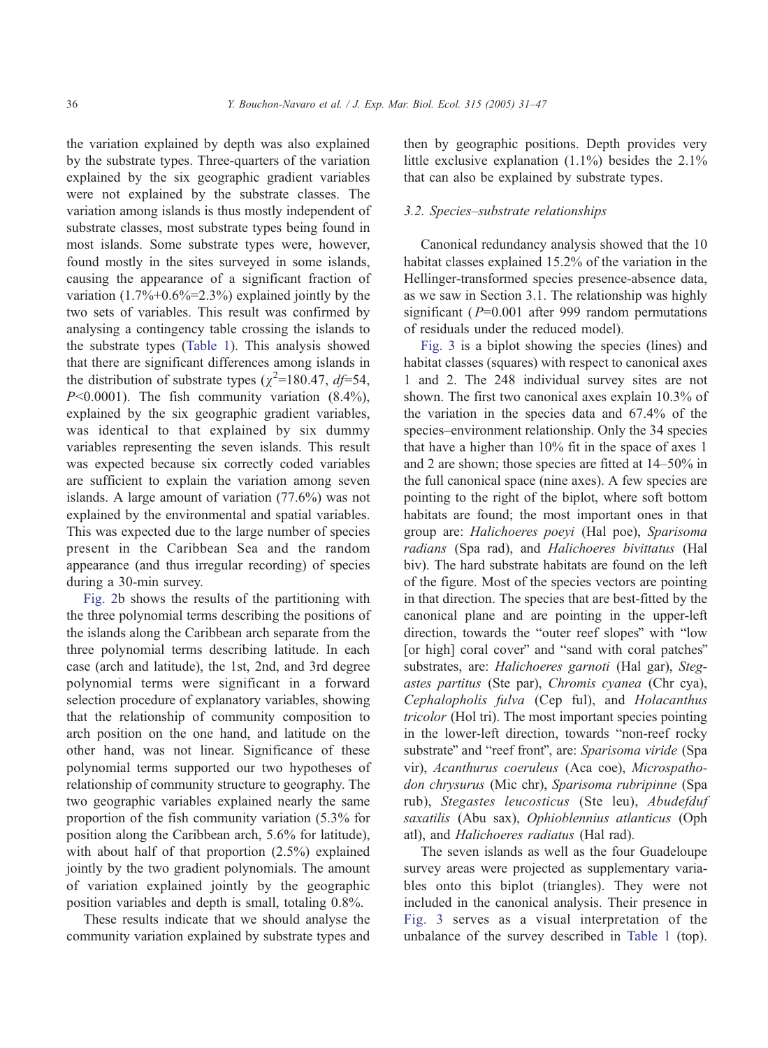the variation explained by depth was also explained by the substrate types. Three-quarters of the variation explained by the six geographic gradient variables were not explained by the substrate classes. The variation among islands is thus mostly independent of substrate classes, most substrate types being found in most islands. Some substrate types were, however, found mostly in the sites surveyed in some islands, causing the appearance of a significant fraction of variation (1.7%+0.6%=2.3%) explained jointly by the two sets of variables. This result was confirmed by analysing a contingency table crossing the islands to the substrate types (Table 1). This analysis showed that there are significant differences among islands in the distribution of substrate types ($\chi^2$=180.47, $df$=54, $P$<0.0001). The fish community variation (8.4%), explained by the six geographic gradient variables, was identical to that explained by six dummy variables representing the seven islands. This result was expected because six correctly coded variables are sufficient to explain the variation among seven islands. A large amount of variation (77.6%) was not explained by the environmental and spatial variables. This was expected due to the large number of species present in the Caribbean Sea and the random appearance (and thus irregular recording) of species during a 30-min survey.

Fig. 2b shows the results of the partitioning with the three polynomial terms describing the positions of the islands along the Caribbean arch separate from the three polynomial terms describing latitude. In each case (arch and latitude), the 1st, 2nd, and 3rd degree polynomial terms were significant in a forward selection procedure of explanatory variables, showing that the relationship of community composition to arch position on the one hand, and latitude on the other hand, was not linear. Significance of these polynomial terms supported our two hypotheses of relationship of community structure to geography. The two geographic variables explained nearly the same proportion of the fish community variation (5.3% for position along the Caribbean arch, 5.6% for latitude), with about half of that proportion (2.5%) explained jointly by the two gradient polynomials. The amount of variation explained jointly by the geographic position variables and depth is small, totaling 0.8%.

These results indicate that we should analyse the community variation explained by substrate types and then by geographic positions. Depth provides very little exclusive explanation (1.1%) besides the 2.1% that can also be explained by substrate types.

### 3.2. Species–substrate relationships

Canonical redundancy analysis showed that the 10 habitat classes explained 15.2% of the variation in the Hellinger-transformed species presence-absence data, as we saw in Section 3.1. The relationship was highly significant ($P$=0.001 after 999 random permutations of residuals under the reduced model).

Fig. 3 is a biplot showing the species (lines) and habitat classes (squares) with respect to canonical axes 1 and 2. The 248 individual survey sites are not shown. The first two canonical axes explain 10.3% of the variation in the species data and 67.4% of the species–environment relationship. Only the 34 species that have a higher than 10% fit in the space of axes 1 and 2 are shown; those species are fitted at 14–50% in the full canonical space (nine axes). A few species are pointing to the right of the biplot, where soft bottom habitats are found; the most important ones in that group are: *Halichoeres poeyi* (Hal poe), *Sparisoma radians* (Spa rad), and *Halichoeres bivittatus* (Hal biv). The hard substrate habitats are found on the left of the figure. Most of the species vectors are pointing in that direction. The species that are best-fitted by the canonical plane and are pointing in the upper-left direction, towards the "outer reef slopes" with "low [or high] coral cover" and "sand with coral patches" substrates, are: *Halichoeres garnoti* (Hal gar), *Stegastes partitus* (Ste par), *Chromis cyanea* (Chr cya), *Cephalopholis fulva* (Cep ful), and *Holacanthus tricolor* (Hol tri). The most important species pointing in the lower-left direction, towards "non-reef rocky substrate" and "reef front", are: *Sparisoma viride* (Spa vir), *Acanthurus coeruleus* (Aca coe), *Microspathodon chrysurus* (Mic chr), *Sparisoma rubripinne* (Spa rub), *Stegastes leucosticus* (Ste leu), *Abudefduf saxatilis* (Abu sax), *Ophioblennius atlanticus* (Oph atl), and *Halichoeres radiatus* (Hal rad).

The seven islands as well as the four Guadeloupe survey areas were projected as supplementary variables onto this biplot (triangles). They were not included in the canonical analysis. Their presence in Fig. 3 serves as a visual interpretation of the unbalance of the survey described in Table 1 (top).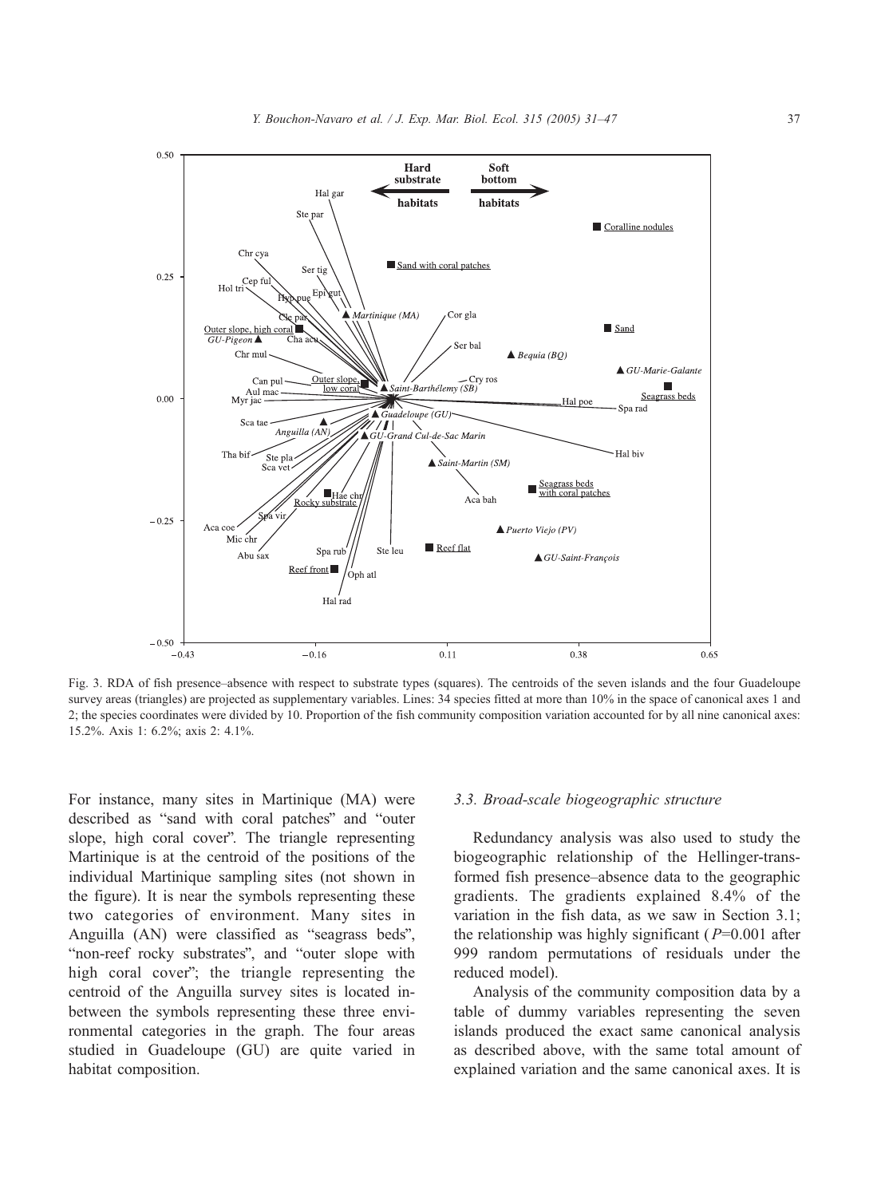Fig. 3. RDA of fish presence–absence with respect to substrate types (squares). The centroids of the seven islands and the four Guadeloupe survey areas (triangles) are projected as supplementary variables. Lines: 34 species fitted at more than 10% in the space of canonical axes 1 and 2; the species coordinates were divided by 10. Proportion of the fish community composition variation accounted for by all nine canonical axes: 15.2%. Axis 1: 6.2%; axis 2: 4.1%.

For instance, many sites in Martinique (MA) were described as "sand with coral patches" and "outer slope, high coral cover". The triangle representing Martinique is at the centroid of the positions of the individual Martinique sampling sites (not shown in the figure). It is near the symbols representing these two categories of environment. Many sites in Anguilla (AN) were classified as "seagrass beds", "non-reef rocky substrates", and "outer slope with high coral cover"; the triangle representing the centroid of the Anguilla survey sites is located in-between the symbols representing these three environmental categories in the graph. The four areas studied in Guadeloupe (GU) are quite varied in habitat composition.

### 3.3. Broad-scale biogeographic structure

Redundancy analysis was also used to study the biogeographic relationship of the Hellinger-transformed fish presence–absence data to the geographic gradients. The gradients explained 8.4% of the variation in the fish data, as we saw in Section 3.1; the relationship was highly significant ($P$=0.001 after 999 random permutations of residuals under the reduced model).

Analysis of the community composition data by a table of dummy variables representing the seven islands produced the exact same canonical analysis as described above, with the same total amount of explained variation and the same canonical axes. It is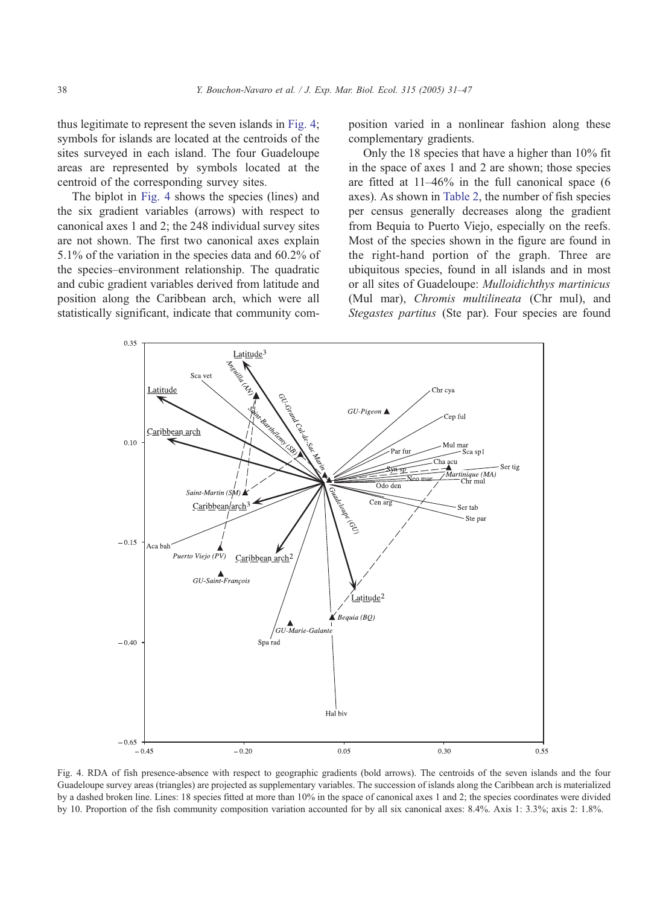thus legitimate to represent the seven islands in Fig. 4; symbols for islands are located at the centroids of the sites surveyed in each island. The four Guadeloupe areas are represented by symbols located at the centroid of the corresponding survey sites.

The biplot in Fig. 4 shows the species (lines) and the six gradient variables (arrows) with respect to canonical axes 1 and 2; the 248 individual survey sites are not shown. The first two canonical axes explain 5.1% of the variation in the species data and 60.2% of the species–environment relationship. The quadratic and cubic gradient variables derived from latitude and position along the Caribbean arch, which were all statistically significant, indicate that community composition varied in a nonlinear fashion along these complementary gradients.

Only the 18 species that have a higher than 10% fit in the space of axes 1 and 2 are shown; those species are fitted at 11–46% in the full canonical space (6 axes). As shown in Table 2, the number of fish species per census generally decreases along the gradient from Bequia to Puerto Viejo, especially on the reefs. Most of the species shown in the figure are found in the right-hand portion of the graph. Three are ubiquitous species, found in all islands and in most or all sites of Guadeloupe: *Mulloidichthys martinicus* (Mul mar), *Chromis multilineata* (Chr mul), and *Stegastes partitus* (Ste par). Four species are found

Fig. 4. RDA of fish presence-absence with respect to geographic gradients (bold arrows). The centroids of the seven islands and the four Guadeloupe survey areas (triangles) are projected as supplementary variables. The succession of islands along the Caribbean arch is materialized by a dashed broken line. Lines: 18 species fitted at more than 10% in the space of canonical axes 1 and 2; the species coordinates were divided by 10. Proportion of the fish community composition variation accounted for by all six canonical axes: 8.4%. Axis 1: 3.3%; axis 2: 1.8%.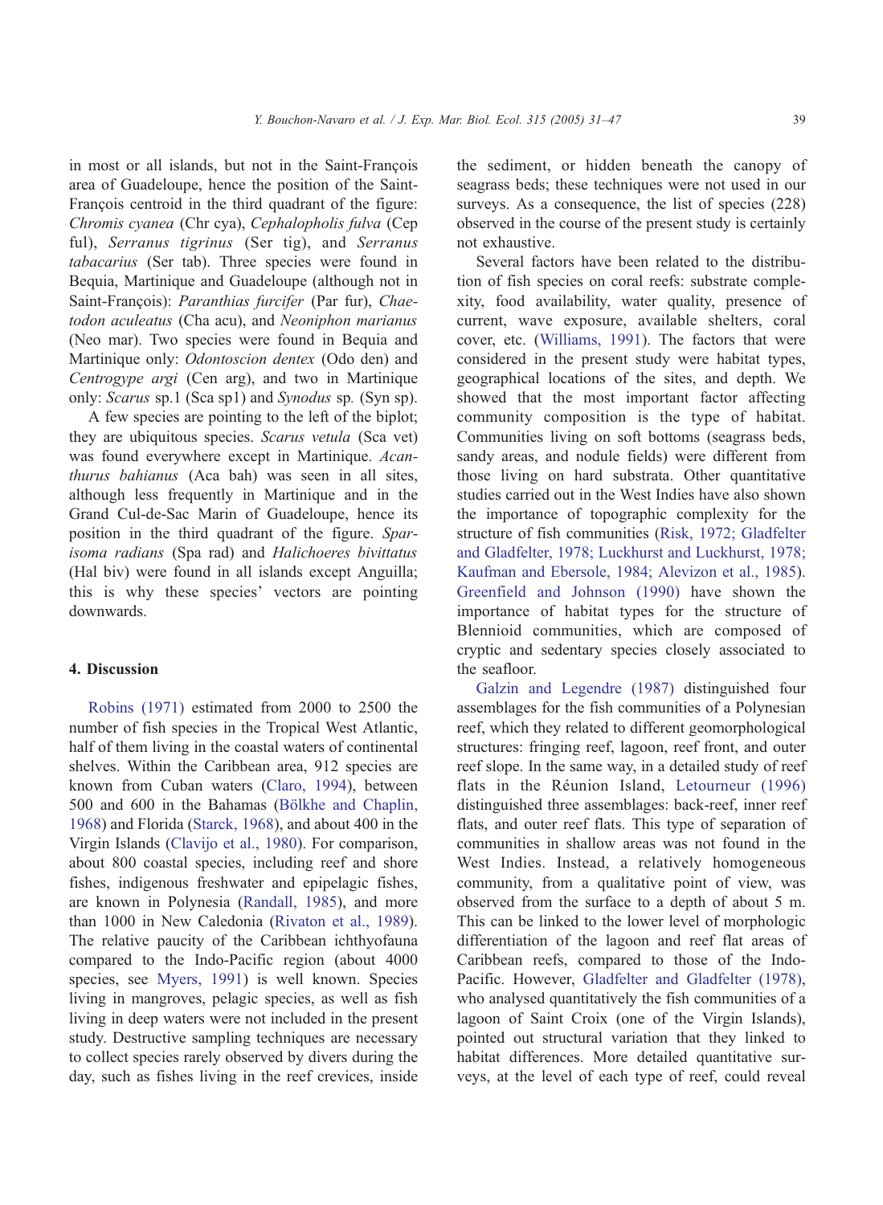in most or all islands, but not in the Saint-François area of Guadeloupe, hence the position of the Saint-François centroid in the third quadrant of the figure: *Chromis cyanea* (Chr cya), *Cephalopholis fulva* (Cep ful), *Serranus tigrinus* (Ser tig), and *Serranus tabacarius* (Ser tab). Three species were found in Bequia, Martinique and Guadeloupe (although not in Saint-François): *Paranthias furcifer* (Par fur), *Chaetodon aculeatus* (Cha acu), and *Neoniphon marianus* (Neo mar). Two species were found in Bequia and Martinique only: *Odontoscion dentex* (Odo den) and *Centrogype argi* (Cen arg), and two in Martinique only: *Scarus* sp.1 (Sca sp1) and *Synodus* sp. (Syn sp).

A few species are pointing to the left of the biplot; they are ubiquitous species. *Scarus vetula* (Sca vet) was found everywhere except in Martinique. *Acanthurus bahianus* (Aca bah) was seen in all sites, although less frequently in Martinique and in the Grand Cul-de-Sac Marin of Guadeloupe, hence its position in the third quadrant of the figure. *Sparisoma radians* (Spa rad) and *Halichoeres bivittatus* (Hal biv) were found in all islands except Anguilla; this is why these species' vectors are pointing downwards.

## 4. Discussion

Robins (1971) estimated from 2000 to 2500 the number of fish species in the Tropical West Atlantic, half of them living in the coastal waters of continental shelves. Within the Caribbean area, 912 species are known from Cuban waters (Claro, 1994), between 500 and 600 in the Bahamas (Bölkhe and Chaplin, 1968) and Florida (Starck, 1968), and about 400 in the Virgin Islands (Clavijo et al., 1980). For comparison, about 800 coastal species, including reef and shore fishes, indigenous freshwater and epipelagic fishes, are known in Polynesia (Randall, 1985), and more than 1000 in New Caledonia (Rivaton et al., 1989). The relative paucity of the Caribbean ichthyofauna compared to the Indo-Pacific region (about 4000 species, see Myers, 1991) is well known. Species living in mangroves, pelagic species, as well as fish living in deep waters were not included in the present study. Destructive sampling techniques are necessary to collect species rarely observed by divers during the day, such as fishes living in the reef crevices, inside the sediment, or hidden beneath the canopy of seagrass beds; these techniques were not used in our surveys. As a consequence, the list of species (228) observed in the course of the present study is certainly not exhaustive.

Several factors have been related to the distribution of fish species on coral reefs: substrate complexity, food availability, water quality, presence of current, wave exposure, available shelters, coral cover, etc. (Williams, 1991). The factors that were considered in the present study were habitat types, geographical locations of the sites, and depth. We showed that the most important factor affecting community composition is the type of habitat. Communities living on soft bottoms (seagrass beds, sandy areas, and nodule fields) were different from those living on hard substrata. Other quantitative studies carried out in the West Indies have also shown the importance of topographic complexity for the structure of fish communities (Risk, 1972; Gladfelter and Gladfelter, 1978; Luckhurst and Luckhurst, 1978; Kaufman and Ebersole, 1984; Alevizon et al., 1985). Greenfield and Johnson (1990) have shown the importance of habitat types for the structure of Blennioid communities, which are composed of cryptic and sedentary species closely associated to the seafloor.

Galzin and Legendre (1987) distinguished four assemblages for the fish communities of a Polynesian reef, which they related to different geomorphological structures: fringing reef, lagoon, reef front, and outer reef slope. In the same way, in a detailed study of reef flats in the Réunion Island, Letourneur (1996) distinguished three assemblages: back-reef, inner reef flats, and outer reef flats. This type of separation of communities in shallow areas was not found in the West Indies. Instead, a relatively homogeneous community, from a qualitative point of view, was observed from the surface to a depth of about 5 m. This can be linked to the lower level of morphologic differentiation of the lagoon and reef flat areas of Caribbean reefs, compared to those of the Indo-Pacific. However, Gladfelter and Gladfelter (1978), who analysed quantitatively the fish communities of a lagoon of Saint Croix (one of the Virgin Islands), pointed out structural variation that they linked to habitat differences. More detailed quantitative surveys, at the level of each type of reef, could reveal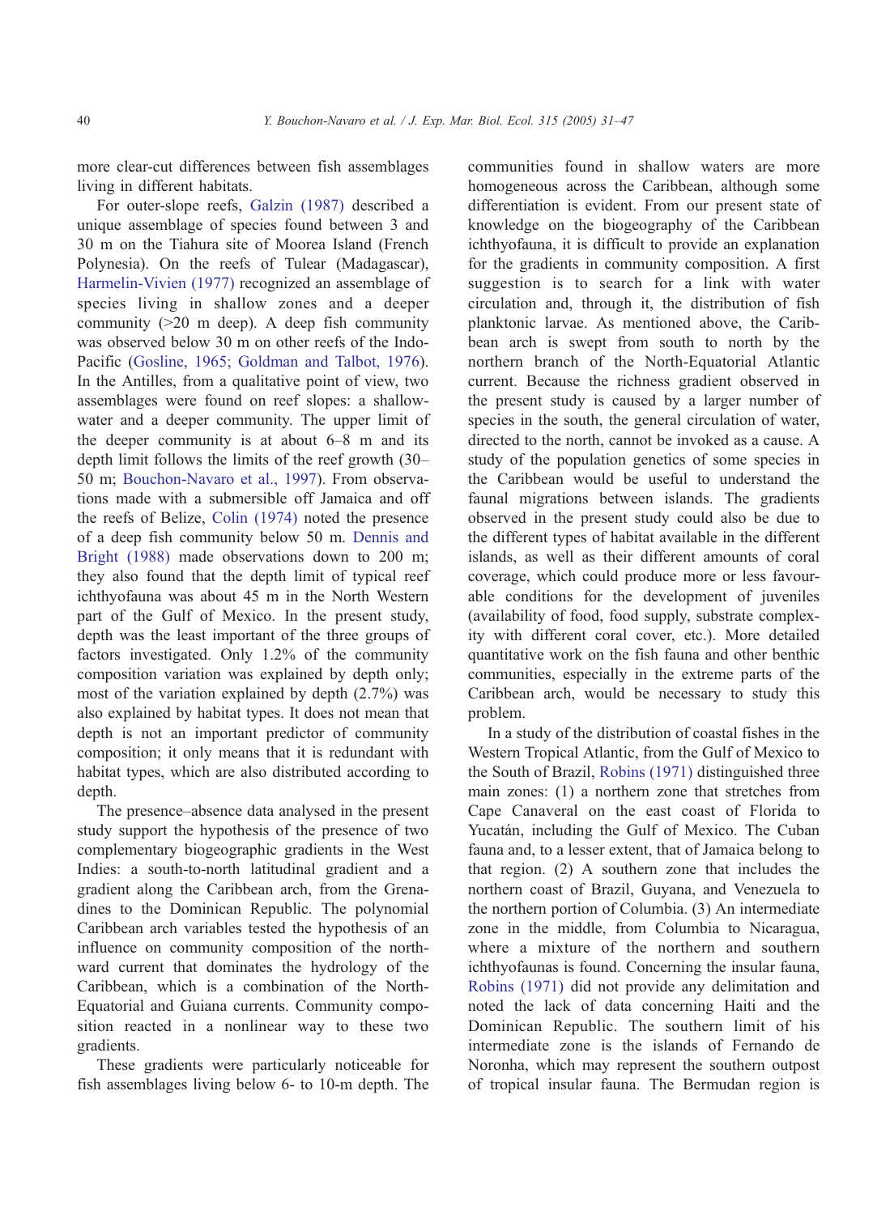more clear-cut differences between fish assemblages living in different habitats.

For outer-slope reefs, Galzin (1987) described a unique assemblage of species found between 3 and 30 m on the Tiahura site of Moorea Island (French Polynesia). On the reefs of Tulear (Madagascar), Harmelin-Vivien (1977) recognized an assemblage of species living in shallow zones and a deeper community (>20 m deep). A deep fish community was observed below 30 m on other reefs of the Indo-Pacific (Gosline, 1965; Goldman and Talbot, 1976). In the Antilles, from a qualitative point of view, two assemblages were found on reef slopes: a shallow-water and a deeper community. The upper limit of the deeper community is at about 6–8 m and its depth limit follows the limits of the reef growth (30–50 m; Bouchon-Navaro et al., 1997). From observations made with a submersible off Jamaica and off the reefs of Belize, Colin (1974) noted the presence of a deep fish community below 50 m. Dennis and Bright (1988) made observations down to 200 m; they also found that the depth limit of typical reef ichthyofauna was about 45 m in the North Western part of the Gulf of Mexico. In the present study, depth was the least important of the three groups of factors investigated. Only 1.2% of the community composition variation was explained by depth only; most of the variation explained by depth (2.7%) was also explained by habitat types. It does not mean that depth is not an important predictor of community composition; it only means that it is redundant with habitat types, which are also distributed according to depth.

The presence–absence data analysed in the present study support the hypothesis of the presence of two complementary biogeographic gradients in the West Indies: a south-to-north latitudinal gradient and a gradient along the Caribbean arch, from the Grenadines to the Dominican Republic. The polynomial Caribbean arch variables tested the hypothesis of an influence on community composition of the northward current that dominates the hydrology of the Caribbean, which is a combination of the North-Equatorial and Guiana currents. Community composition reacted in a nonlinear way to these two gradients.

These gradients were particularly noticeable for fish assemblages living below 6- to 10-m depth. The communities found in shallow waters are more homogeneous across the Caribbean, although some differentiation is evident. From our present state of knowledge on the biogeography of the Caribbean ichthyofauna, it is difficult to provide an explanation for the gradients in community composition. A first suggestion is to search for a link with water circulation and, through it, the distribution of fish planktonic larvae. As mentioned above, the Caribbean arch is swept from south to north by the northern branch of the North-Equatorial Atlantic current. Because the richness gradient observed in the present study is caused by a larger number of species in the south, the general circulation of water, directed to the north, cannot be invoked as a cause. A study of the population genetics of some species in the Caribbean would be useful to understand the faunal migrations between islands. The gradients observed in the present study could also be due to the different types of habitat available in the different islands, as well as their different amounts of coral coverage, which could produce more or less favourable conditions for the development of juveniles (availability of food, food supply, substrate complexity with different coral cover, etc.). More detailed quantitative work on the fish fauna and other benthic communities, especially in the extreme parts of the Caribbean arch, would be necessary to study this problem.

In a study of the distribution of coastal fishes in the Western Tropical Atlantic, from the Gulf of Mexico to the South of Brazil, Robins (1971) distinguished three main zones: (1) a northern zone that stretches from Cape Canaveral on the east coast of Florida to Yucatán, including the Gulf of Mexico. The Cuban fauna and, to a lesser extent, that of Jamaica belong to that region. (2) A southern zone that includes the northern coast of Brazil, Guyana, and Venezuela to the northern portion of Columbia. (3) An intermediate zone in the middle, from Columbia to Nicaragua, where a mixture of the northern and southern ichthyofaunas is found. Concerning the insular fauna, Robins (1971) did not provide any delimitation and noted the lack of data concerning Haiti and the Dominican Republic. The southern limit of his intermediate zone is the islands of Fernando de Noronha, which may represent the southern outpost of tropical insular fauna. The Bermudan region is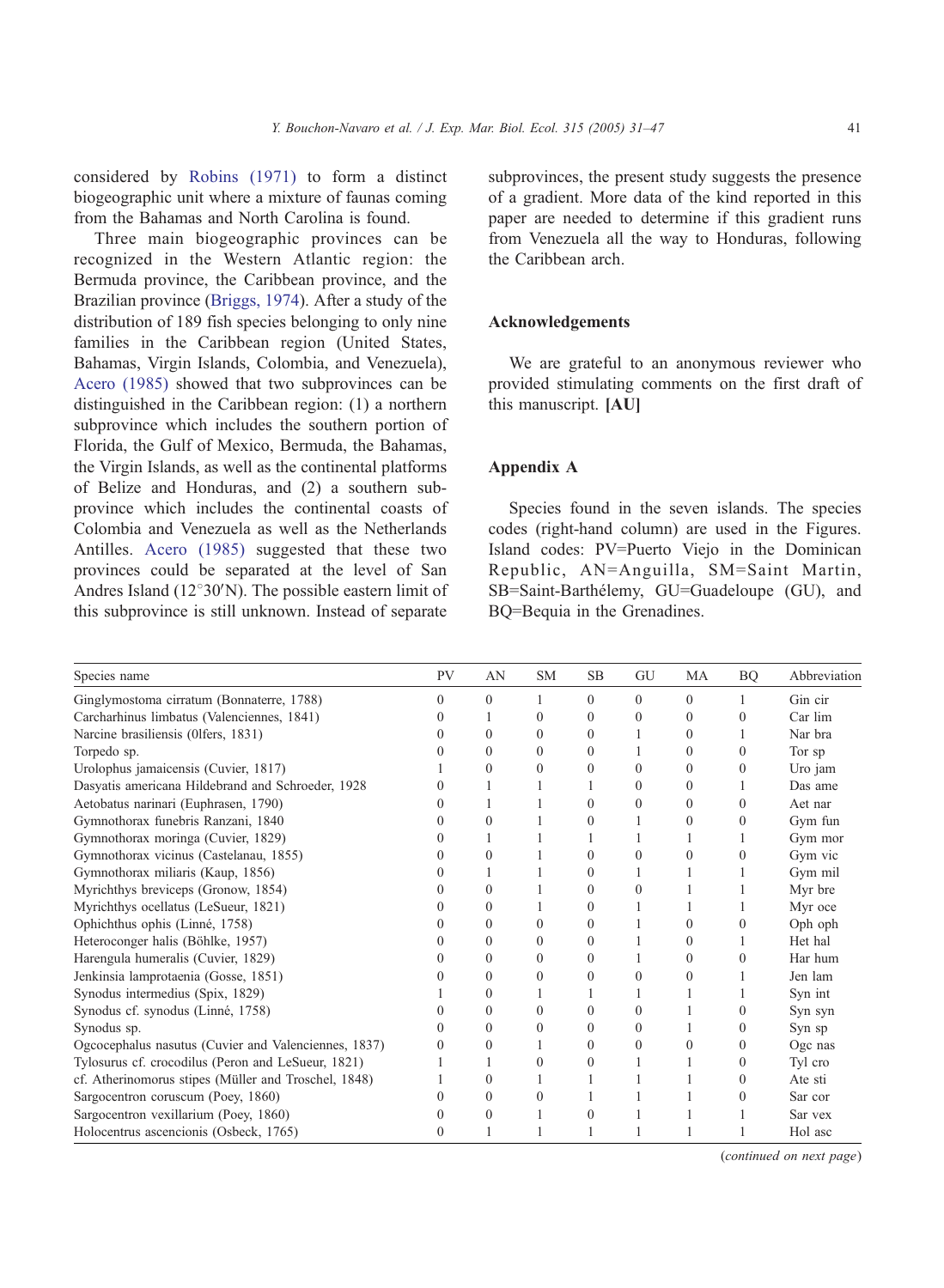considered by Robins (1971) to form a distinct biogeographic unit where a mixture of faunas coming from the Bahamas and North Carolina is found.

Three main biogeographic provinces can be recognized in the Western Atlantic region: the Bermuda province, the Caribbean province, and the Brazilian province (Briggs, 1974). After a study of the distribution of 189 fish species belonging to only nine families in the Caribbean region (United States, Bahamas, Virgin Islands, Colombia, and Venezuela), Acero (1985) showed that two subprovinces can be distinguished in the Caribbean region: (1) a northern subprovince which includes the southern portion of Florida, the Gulf of Mexico, Bermuda, the Bahamas, the Virgin Islands, as well as the continental platforms of Belize and Honduras, and (2) a southern subprovince which includes the continental coasts of Colombia and Venezuela as well as the Netherlands Antilles. Acero (1985) suggested that these two provinces could be separated at the level of San Andres Island (12°30′N). The possible eastern limit of this subprovince is still unknown. Instead of separate subprovinces, the present study suggests the presence of a gradient. More data of the kind reported in this paper are needed to determine if this gradient runs from Venezuela all the way to Honduras, following the Caribbean arch.

## Acknowledgements

We are grateful to an anonymous reviewer who provided stimulating comments on the first draft of this manuscript. **[AU]**

## Appendix A

Species found in the seven islands. The species codes (right-hand column) are used in the Figures. Island codes: PV=Puerto Viejo in the Dominican Republic, AN=Anguilla, SM=Saint Martin, SB=Saint-Barthélemy, GU=Guadeloupe (GU), and BQ=Bequia in the Grenadines.

| Species name | PV | AN | SM | SB | GU | MA | BQ | Abbreviation |
|---|---|---|---|---|---|---|---|---|
| Ginglymostoma cirratum (Bonnaterre, 1788) | 0 | 0 | 1 | 0 | 0 | 0 | 1 | Gin cir |
| Carcharhinus limbatus (Valenciennes, 1841) | 0 | 1 | 0 | 0 | 0 | 0 | 0 | Car lim |
| Narcine brasiliensis (0lfers, 1831) | 0 | 0 | 0 | 0 | 1 | 0 | 1 | Nar bra |
| Torpedo sp. | 0 | 0 | 0 | 0 | 1 | 0 | 0 | Tor sp |
| Urolophus jamaicensis (Cuvier, 1817) | 1 | 0 | 0 | 0 | 0 | 0 | 0 | Uro jam |
| Dasyatis americana Hildebrand and Schroeder, 1928 | 0 | 1 | 1 | 1 | 0 | 0 | 1 | Das ame |
| Aetobatus narinari (Euphrasen, 1790) | 0 | 1 | 1 | 0 | 0 | 0 | 0 | Aet nar |
| Gymnothorax funebris Ranzani, 1840 | 0 | 0 | 1 | 0 | 1 | 0 | 0 | Gym fun |
| Gymnothorax moringa (Cuvier, 1829) | 0 | 1 | 1 | 1 | 1 | 1 | 1 | Gym mor |
| Gymnothorax vicinus (Castelanau, 1855) | 0 | 0 | 1 | 0 | 0 | 0 | 0 | Gym vic |
| Gymnothorax miliaris (Kaup, 1856) | 0 | 1 | 1 | 0 | 1 | 1 | 1 | Gym mil |
| Myrichthys breviceps (Gronow, 1854) | 0 | 0 | 1 | 0 | 0 | 1 | 1 | Myr bre |
| Myrichthys ocellatus (LeSueur, 1821) | 0 | 0 | 1 | 0 | 1 | 1 | 1 | Myr oce |
| Ophichthus ophis (Linné, 1758) | 0 | 0 | 0 | 0 | 1 | 0 | 0 | Oph oph |
| Heteroconger halis (Böhlke, 1957) | 0 | 0 | 0 | 0 | 1 | 0 | 1 | Het hal |
| Harengula humeralis (Cuvier, 1829) | 0 | 0 | 0 | 0 | 1 | 0 | 0 | Har hum |
| Jenkinsia lamprotaenia (Gosse, 1851) | 0 | 0 | 0 | 0 | 0 | 0 | 1 | Jen lam |
| Synodus intermedius (Spix, 1829) | 1 | 0 | 1 | 1 | 1 | 1 | 1 | Syn int |
| Synodus cf. synodus (Linné, 1758) | 0 | 0 | 0 | 0 | 0 | 1 | 0 | Syn syn |
| Synodus sp. | 0 | 0 | 0 | 0 | 0 | 1 | 0 | Syn sp |
| Ogcocephalus nasutus (Cuvier and Valenciennes, 1837) | 0 | 0 | 1 | 0 | 0 | 0 | 0 | Ogc nas |
| Tylosurus cf. crocodilus (Peron and LeSueur, 1821) | 1 | 1 | 0 | 0 | 1 | 1 | 0 | Tyl cro |
| cf. Atherinomorus stipes (Müller and Troschel, 1848) | 1 | 0 | 1 | 1 | 1 | 1 | 0 | Ate sti |
| Sargocentron coruscum (Poey, 1860) | 0 | 0 | 0 | 1 | 1 | 1 | 0 | Sar cor |
| Sargocentron vexillarium (Poey, 1860) | 0 | 0 | 1 | 0 | 1 | 1 | 1 | Sar vex |
| Holocentrus ascencionis (Osbeck, 1765) | 0 | 1 | 1 | 1 | 1 | 1 | 1 | Hol asc |

(*continued on next page*)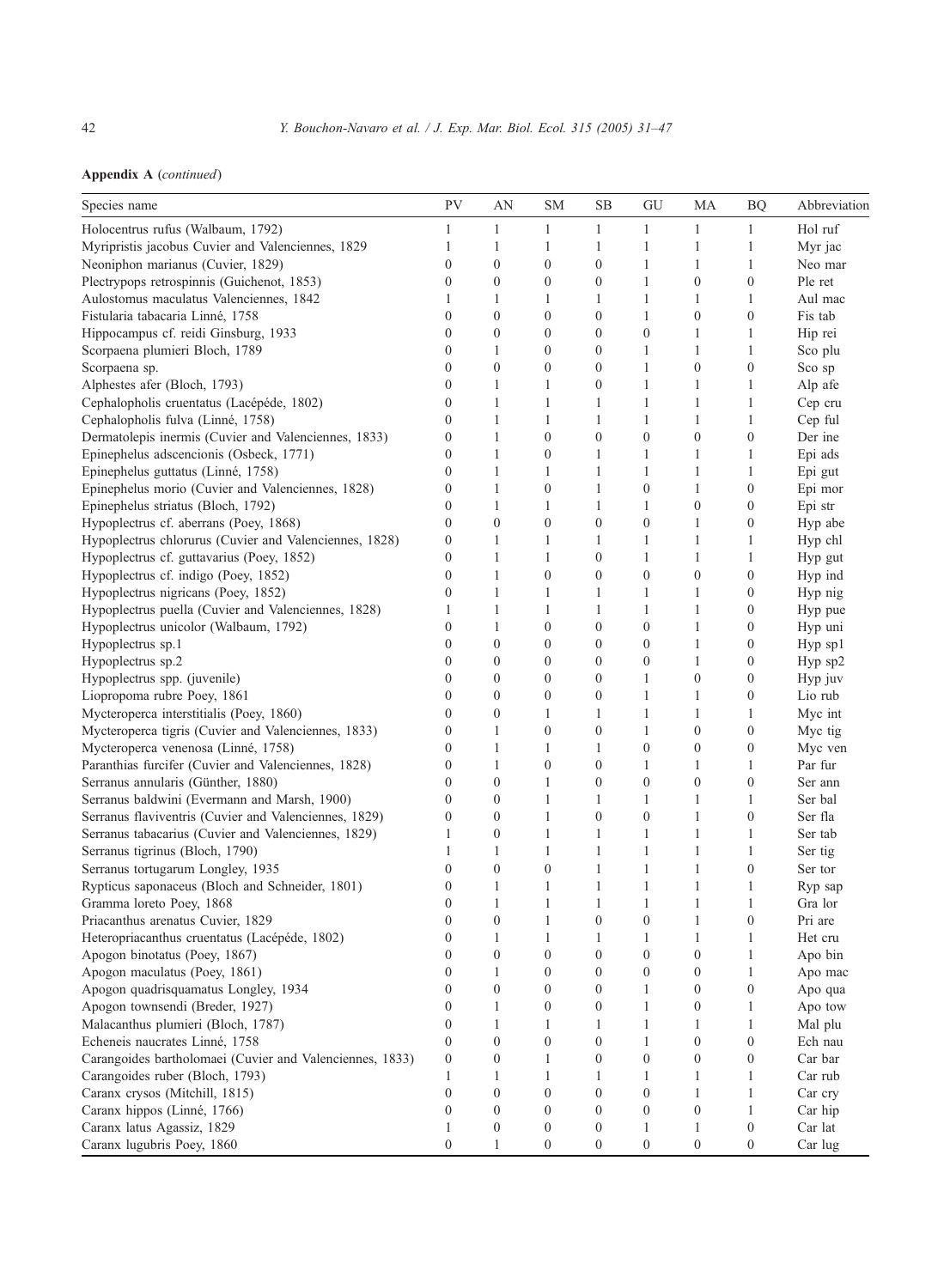**Appendix A** (*continued*)

| Species name | PV | AN | SM | SB | GU | MA | BQ | Abbreviation |
|---|---|---|---|---|---|---|---|---|
| Holocentrus rufus (Walbaum, 1792) | 1 | 1 | 1 | 1 | 1 | 1 | 1 | Hol ruf |
| Myripristis jacobus Cuvier and Valenciennes, 1829 | 1 | 1 | 1 | 1 | 1 | 1 | 1 | Myr jac |
| Neoniphon marianus (Cuvier, 1829) | 0 | 0 | 0 | 0 | 1 | 1 | 1 | Neo mar |
| Plectrypops retrospinnis (Guichenot, 1853) | 0 | 0 | 0 | 0 | 1 | 0 | 0 | Ple ret |
| Aulostomus maculatus Valenciennes, 1842 | 1 | 1 | 1 | 1 | 1 | 1 | 1 | Aul mac |
| Fistularia tabacaria Linné, 1758 | 0 | 0 | 0 | 0 | 1 | 0 | 0 | Fis tab |
| Hippocampus cf. reidi Ginsburg, 1933 | 0 | 0 | 0 | 0 | 0 | 1 | 1 | Hip rei |
| Scorpaena plumieri Bloch, 1789 | 0 | 1 | 0 | 0 | 1 | 1 | 1 | Sco plu |
| Scorpaena sp. | 0 | 0 | 0 | 0 | 1 | 0 | 0 | Sco sp |
| Alphestes afer (Bloch, 1793) | 0 | 1 | 1 | 0 | 1 | 1 | 1 | Alp afe |
| Cephalopholis cruentatus (Lacépéde, 1802) | 0 | 1 | 1 | 1 | 1 | 1 | 1 | Cep cru |
| Cephalopholis fulva (Linné, 1758) | 0 | 1 | 1 | 1 | 1 | 1 | 1 | Cep ful |
| Dermatolepis inermis (Cuvier and Valenciennes, 1833) | 0 | 1 | 0 | 0 | 0 | 0 | 0 | Der ine |
| Epinephelus adscencionis (Osbeck, 1771) | 0 | 1 | 0 | 1 | 1 | 1 | 1 | Epi ads |
| Epinephelus guttatus (Linné, 1758) | 0 | 1 | 1 | 1 | 1 | 1 | 1 | Epi gut |
| Epinephelus morio (Cuvier and Valenciennes, 1828) | 0 | 1 | 0 | 1 | 0 | 1 | 0 | Epi mor |
| Epinephelus striatus (Bloch, 1792) | 0 | 1 | 1 | 1 | 1 | 0 | 0 | Epi str |
| Hypoplectrus cf. aberrans (Poey, 1868) | 0 | 0 | 0 | 0 | 0 | 1 | 0 | Hyp abe |
| Hypoplectrus chlorurus (Cuvier and Valenciennes, 1828) | 0 | 1 | 1 | 1 | 1 | 1 | 1 | Hyp chl |
| Hypoplectrus cf. guttavarius (Poey, 1852) | 0 | 1 | 1 | 0 | 1 | 1 | 1 | Hyp gut |
| Hypoplectrus cf. indigo (Poey, 1852) | 0 | 1 | 0 | 0 | 0 | 0 | 0 | Hyp ind |
| Hypoplectrus nigricans (Poey, 1852) | 0 | 1 | 1 | 1 | 1 | 1 | 0 | Hyp nig |
| Hypoplectrus puella (Cuvier and Valenciennes, 1828) | 1 | 1 | 1 | 1 | 1 | 1 | 0 | Hyp pue |
| Hypoplectrus unicolor (Walbaum, 1792) | 0 | 1 | 0 | 0 | 0 | 1 | 0 | Hyp uni |
| Hypoplectrus sp.1 | 0 | 0 | 0 | 0 | 0 | 1 | 0 | Hyp sp1 |
| Hypoplectrus sp.2 | 0 | 0 | 0 | 0 | 0 | 1 | 0 | Hyp sp2 |
| Hypoplectrus spp. (juvenile) | 0 | 0 | 0 | 0 | 1 | 0 | 0 | Hyp juv |
| Liopropoma rubre Poey, 1861 | 0 | 0 | 0 | 0 | 1 | 1 | 0 | Lio rub |
| Mycteroperca interstitialis (Poey, 1860) | 0 | 0 | 1 | 1 | 1 | 1 | 1 | Myc int |
| Mycteroperca tigris (Cuvier and Valenciennes, 1833) | 0 | 1 | 0 | 0 | 1 | 0 | 0 | Myc tig |
| Mycteroperca venenosa (Linné, 1758) | 0 | 1 | 1 | 1 | 0 | 0 | 0 | Myc ven |
| Paranthias furcifer (Cuvier and Valenciennes, 1828) | 0 | 1 | 0 | 0 | 1 | 1 | 1 | Par fur |
| Serranus annularis (Günther, 1880) | 0 | 0 | 1 | 0 | 0 | 0 | 0 | Ser ann |
| Serranus baldwini (Evermann and Marsh, 1900) | 0 | 0 | 1 | 1 | 1 | 1 | 1 | Ser bal |
| Serranus flaviventris (Cuvier and Valenciennes, 1829) | 0 | 0 | 1 | 0 | 0 | 1 | 0 | Ser fla |
| Serranus tabacarius (Cuvier and Valenciennes, 1829) | 1 | 0 | 1 | 1 | 1 | 1 | 1 | Ser tab |
| Serranus tigrinus (Bloch, 1790) | 1 | 1 | 1 | 1 | 1 | 1 | 1 | Ser tig |
| Serranus tortugarum Longley, 1935 | 0 | 0 | 0 | 1 | 1 | 1 | 0 | Ser tor |
| Rypticus saponaceus (Bloch and Schneider, 1801) | 0 | 1 | 1 | 1 | 1 | 1 | 1 | Ryp sap |
| Gramma loreto Poey, 1868 | 0 | 1 | 1 | 1 | 1 | 1 | 1 | Gra lor |
| Priacanthus arenatus Cuvier, 1829 | 0 | 0 | 1 | 0 | 0 | 1 | 0 | Pri are |
| Heteropriacanthus cruentatus (Lacépéde, 1802) | 0 | 1 | 1 | 1 | 1 | 1 | 1 | Het cru |
| Apogon binotatus (Poey, 1867) | 0 | 0 | 0 | 0 | 0 | 0 | 1 | Apo bin |
| Apogon maculatus (Poey, 1861) | 0 | 1 | 0 | 0 | 0 | 0 | 1 | Apo mac |
| Apogon quadrisquamatus Longley, 1934 | 0 | 0 | 0 | 0 | 1 | 0 | 0 | Apo qua |
| Apogon townsendi (Breder, 1927) | 0 | 1 | 0 | 0 | 1 | 0 | 1 | Apo tow |
| Malacanthus plumieri (Bloch, 1787) | 0 | 1 | 1 | 1 | 1 | 1 | 1 | Mal plu |
| Echeneis naucrates Linné, 1758 | 0 | 0 | 0 | 0 | 1 | 0 | 0 | Ech nau |
| Carangoides bartholomaei (Cuvier and Valenciennes, 1833) | 0 | 0 | 1 | 0 | 0 | 0 | 0 | Car bar |
| Carangoides ruber (Bloch, 1793) | 1 | 1 | 1 | 1 | 1 | 1 | 1 | Car rub |
| Caranx crysos (Mitchill, 1815) | 0 | 0 | 0 | 0 | 0 | 1 | 1 | Car cry |
| Caranx hippos (Linné, 1766) | 0 | 0 | 0 | 0 | 0 | 0 | 1 | Car hip |
| Caranx latus Agassiz, 1829 | 1 | 0 | 0 | 0 | 1 | 1 | 0 | Car lat |
| Caranx lugubris Poey, 1860 | 0 | 1 | 0 | 0 | 0 | 0 | 0 | Car lug |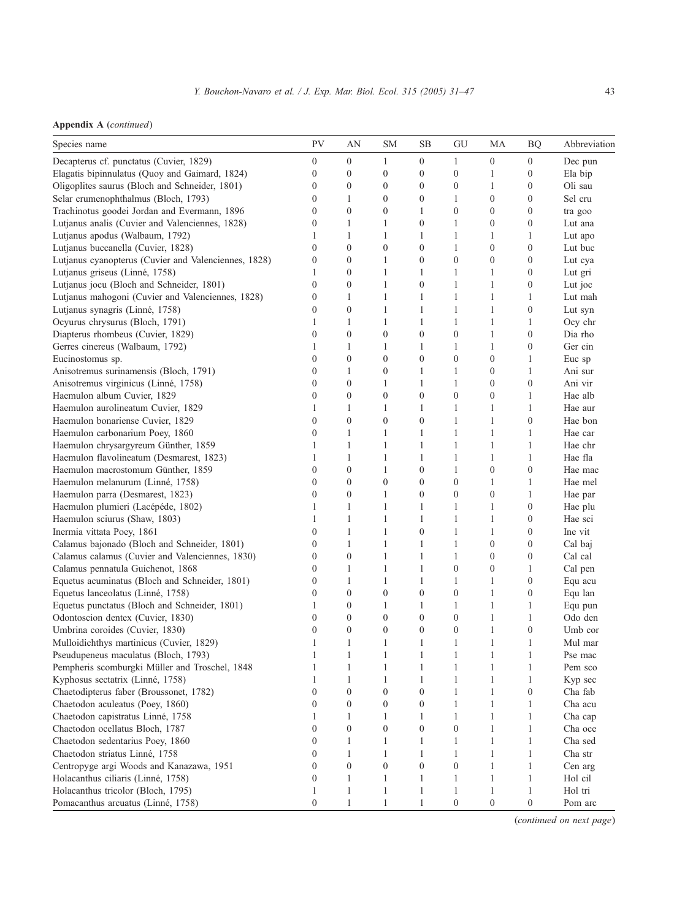**Appendix A** (*continued*)

| Species name | PV | AN | SM | SB | GU | MA | BQ | Abbreviation |
|---|---|---|---|---|---|---|---|---|
| Decapterus cf. punctatus (Cuvier, 1829) | 0 | 0 | 1 | 0 | 1 | 0 | 0 | Dec pun |
| Elagatis bipinnulatus (Quoy and Gaimard, 1824) | 0 | 0 | 0 | 0 | 0 | 1 | 0 | Ela bip |
| Oligoplites saurus (Bloch and Schneider, 1801) | 0 | 0 | 0 | 0 | 0 | 1 | 0 | Oli sau |
| Selar crumenophthalmus (Bloch, 1793) | 0 | 1 | 0 | 0 | 1 | 0 | 0 | Sel cru |
| Trachinotus goodei Jordan and Evermann, 1896 | 0 | 0 | 0 | 1 | 0 | 0 | 0 | tra goo |
| Lutjanus analis (Cuvier and Valenciennes, 1828) | 0 | 1 | 1 | 0 | 1 | 0 | 0 | Lut ana |
| Lutjanus apodus (Walbaum, 1792) | 1 | 1 | 1 | 1 | 1 | 1 | 1 | Lut apo |
| Lutjanus buccanella (Cuvier, 1828) | 0 | 0 | 0 | 0 | 1 | 0 | 0 | Lut buc |
| Lutjanus cyanopterus (Cuvier and Valenciennes, 1828) | 0 | 0 | 1 | 0 | 0 | 0 | 0 | Lut cya |
| Lutjanus griseus (Linné, 1758) | 1 | 0 | 1 | 1 | 1 | 1 | 0 | Lut gri |
| Lutjanus jocu (Bloch and Schneider, 1801) | 0 | 0 | 1 | 0 | 1 | 1 | 0 | Lut joc |
| Lutjanus mahogoni (Cuvier and Valenciennes, 1828) | 0 | 1 | 1 | 1 | 1 | 1 | 1 | Lut mah |
| Lutjanus synagris (Linné, 1758) | 0 | 0 | 1 | 1 | 1 | 1 | 0 | Lut syn |
| Ocyurus chrysurus (Bloch, 1791) | 1 | 1 | 1 | 1 | 1 | 1 | 1 | Ocy chr |
| Diapterus rhombeus (Cuvier, 1829) | 0 | 0 | 0 | 0 | 0 | 1 | 0 | Dia rho |
| Gerres cinereus (Walbaum, 1792) | 1 | 1 | 1 | 1 | 1 | 1 | 0 | Ger cin |
| Eucinostomus sp. | 0 | 0 | 0 | 0 | 0 | 0 | 1 | Euc sp |
| Anisotremus surinamensis (Bloch, 1791) | 0 | 1 | 0 | 1 | 1 | 0 | 1 | Ani sur |
| Anisotremus virginicus (Linné, 1758) | 0 | 0 | 1 | 1 | 1 | 0 | 0 | Ani vir |
| Haemulon album Cuvier, 1829 | 0 | 0 | 0 | 0 | 0 | 0 | 1 | Hae alb |
| Haemulon aurolineatum Cuvier, 1829 | 1 | 1 | 1 | 1 | 1 | 1 | 1 | Hae aur |
| Haemulon bonariense Cuvier, 1829 | 0 | 0 | 0 | 0 | 1 | 1 | 0 | Hae bon |
| Haemulon carbonarium Poey, 1860 | 0 | 1 | 1 | 1 | 1 | 1 | 1 | Hae car |
| Haemulon chrysargyreum Günther, 1859 | 1 | 1 | 1 | 1 | 1 | 1 | 1 | Hae chr |
| Haemulon flavolineatum (Desmarest, 1823) | 1 | 1 | 1 | 1 | 1 | 1 | 1 | Hae fla |
| Haemulon macrostomum Günther, 1859 | 0 | 0 | 1 | 0 | 1 | 0 | 0 | Hae mac |
| Haemulon melanurum (Linné, 1758) | 0 | 0 | 0 | 0 | 0 | 1 | 1 | Hae mel |
| Haemulon parra (Desmarest, 1823) | 0 | 0 | 1 | 0 | 0 | 0 | 1 | Hae par |
| Haemulon plumieri (Lacépéde, 1802) | 1 | 1 | 1 | 1 | 1 | 1 | 0 | Hae plu |
| Haemulon sciurus (Shaw, 1803) | 1 | 1 | 1 | 1 | 1 | 1 | 0 | Hae sci |
| Inermia vittata Poey, 1861 | 0 | 1 | 1 | 0 | 1 | 1 | 0 | Ine vit |
| Calamus bajonado (Bloch and Schneider, 1801) | 0 | 1 | 1 | 1 | 1 | 0 | 0 | Cal baj |
| Calamus calamus (Cuvier and Valenciennes, 1830) | 0 | 0 | 1 | 1 | 1 | 0 | 0 | Cal cal |
| Calamus pennatula Guichenot, 1868 | 0 | 1 | 1 | 1 | 0 | 0 | 1 | Cal pen |
| Equetus acuminatus (Bloch and Schneider, 1801) | 0 | 1 | 1 | 1 | 1 | 1 | 0 | Equ acu |
| Equetus lanceolatus (Linné, 1758) | 0 | 0 | 0 | 0 | 0 | 1 | 0 | Equ lan |
| Equetus punctatus (Bloch and Schneider, 1801) | 1 | 0 | 1 | 1 | 1 | 1 | 1 | Equ pun |
| Odontoscion dentex (Cuvier, 1830) | 0 | 0 | 0 | 0 | 0 | 1 | 1 | Odo den |
| Umbrina coroides (Cuvier, 1830) | 0 | 0 | 0 | 0 | 0 | 1 | 0 | Umb cor |
| Mulloidichthys martinicus (Cuvier, 1829) | 1 | 1 | 1 | 1 | 1 | 1 | 1 | Mul mar |
| Pseudupeneus maculatus (Bloch, 1793) | 1 | 1 | 1 | 1 | 1 | 1 | 1 | Pse mac |
| Pempheris scomburgki Müller and Troschel, 1848 | 1 | 1 | 1 | 1 | 1 | 1 | 1 | Pem sco |
| Kyphosus sectatrix (Linné, 1758) | 1 | 1 | 1 | 1 | 1 | 1 | 1 | Kyp sec |
| Chaetodipterus faber (Broussonet, 1782) | 0 | 0 | 0 | 0 | 1 | 1 | 0 | Cha fab |
| Chaetodon aculeatus (Poey, 1860) | 0 | 0 | 0 | 0 | 1 | 1 | 1 | Cha acu |
| Chaetodon capistratus Linné, 1758 | 1 | 1 | 1 | 1 | 1 | 1 | 1 | Cha cap |
| Chaetodon ocellatus Bloch, 1787 | 0 | 0 | 0 | 0 | 0 | 1 | 1 | Cha oce |
| Chaetodon sedentarius Poey, 1860 | 0 | 1 | 1 | 1 | 1 | 1 | 1 | Cha sed |
| Chaetodon striatus Linné, 1758 | 0 | 1 | 1 | 1 | 1 | 1 | 1 | Cha str |
| Centropyge argi Woods and Kanazawa, 1951 | 0 | 0 | 0 | 0 | 0 | 1 | 1 | Cen arg |
| Holacanthus ciliaris (Linné, 1758) | 0 | 1 | 1 | 1 | 1 | 1 | 1 | Hol cil |
| Holacanthus tricolor (Bloch, 1795) | 1 | 1 | 1 | 1 | 1 | 1 | 1 | Hol tri |
| Pomacanthus arcuatus (Linné, 1758) | 0 | 1 | 1 | 1 | 0 | 0 | 0 | Pom arc |

(*continued on next page*)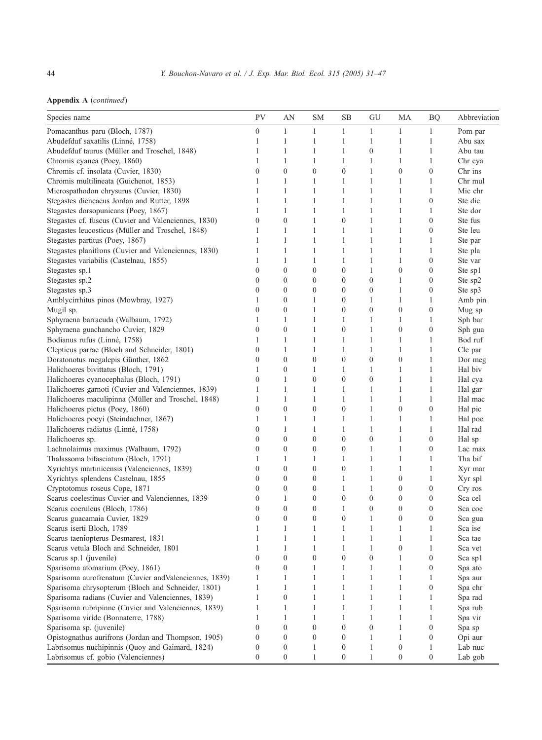**Appendix A** (*continued*)

| Species name | PV | AN | SM | SB | GU | MA | BQ | Abbreviation |
|---|---|---|---|---|---|---|---|---|
| Pomacanthus paru (Bloch, 1787) | 0 | 1 | 1 | 1 | 1 | 1 | 1 | Pom par |
| Abudefduf saxatilis (Linné, 1758) | 1 | 1 | 1 | 1 | 1 | 1 | 1 | Abu sax |
| Abudefduf taurus (Müller and Troschel, 1848) | 1 | 1 | 1 | 1 | 0 | 1 | 1 | Abu tau |
| Chromis cyanea (Poey, 1860) | 1 | 1 | 1 | 1 | 1 | 1 | 1 | Chr cya |
| Chromis cf. insolata (Cuvier, 1830) | 0 | 0 | 0 | 0 | 1 | 0 | 0 | Chr ins |
| Chromis multilineata (Guichenot, 1853) | 1 | 1 | 1 | 1 | 1 | 1 | 1 | Chr mul |
| Microspathodon chrysurus (Cuvier, 1830) | 1 | 1 | 1 | 1 | 1 | 1 | 1 | Mic chr |
| Stegastes diencaeus Jordan and Rutter, 1898 | 1 | 1 | 1 | 1 | 1 | 1 | 0 | Ste die |
| Stegastes dorsopunicans (Poey, 1867) | 1 | 1 | 1 | 1 | 1 | 1 | 1 | Ste dor |
| Stegastes cf. fuscus (Cuvier and Valenciennes, 1830) | 0 | 0 | 1 | 0 | 1 | 1 | 0 | Ste fus |
| Stegastes leucosticus (Müller and Troschel, 1848) | 1 | 1 | 1 | 1 | 1 | 1 | 0 | Ste leu |
| Stegastes partitus (Poey, 1867) | 1 | 1 | 1 | 1 | 1 | 1 | 1 | Ste par |
| Stegastes planifrons (Cuvier and Valenciennes, 1830) | 1 | 1 | 1 | 1 | 1 | 1 | 1 | Ste pla |
| Stegastes variabilis (Castelnau, 1855) | 1 | 1 | 1 | 1 | 1 | 1 | 0 | Ste var |
| Stegastes sp.1 | 0 | 0 | 0 | 0 | 1 | 0 | 0 | Ste sp1 |
| Stegastes sp.2 | 0 | 0 | 0 | 0 | 0 | 1 | 0 | Ste sp2 |
| Stegastes sp.3 | 0 | 0 | 0 | 0 | 0 | 1 | 0 | Ste sp3 |
| Amblycirrhitus pinos (Mowbray, 1927) | 1 | 0 | 1 | 0 | 1 | 1 | 1 | Amb pin |
| Mugil sp. | 0 | 0 | 1 | 0 | 0 | 0 | 0 | Mug sp |
| Sphyraena barracuda (Walbaum, 1792) | 1 | 1 | 1 | 1 | 1 | 1 | 1 | Sph bar |
| Sphyraena guachancho Cuvier, 1829 | 0 | 0 | 1 | 0 | 1 | 0 | 0 | Sph gua |
| Bodianus rufus (Linné, 1758) | 1 | 1 | 1 | 1 | 1 | 1 | 1 | Bod ruf |
| Clepticus parrae (Bloch and Schneider, 1801) | 0 | 1 | 1 | 1 | 1 | 1 | 1 | Cle par |
| Doratonotus megalepis Günther, 1862 | 0 | 0 | 0 | 0 | 0 | 0 | 1 | Dor meg |
| Halichoeres bivittatus (Bloch, 1791) | 1 | 0 | 1 | 1 | 1 | 1 | 1 | Hal biv |
| Halichoeres cyanocephalus (Bloch, 1791) | 0 | 1 | 0 | 0 | 0 | 1 | 1 | Hal cya |
| Halichoeres garnoti (Cuvier and Valenciennes, 1839) | 1 | 1 | 1 | 1 | 1 | 1 | 1 | Hal gar |
| Halichoeres maculipinna (Müller and Troschel, 1848) | 1 | 1 | 1 | 1 | 1 | 1 | 1 | Hal mac |
| Halichoeres pictus (Poey, 1860) | 0 | 0 | 0 | 0 | 1 | 0 | 0 | Hal pic |
| Halichoeres poeyi (Steindachner, 1867) | 1 | 1 | 1 | 1 | 1 | 1 | 1 | Hal poe |
| Halichoeres radiatus (Linné, 1758) | 0 | 1 | 1 | 1 | 1 | 1 | 1 | Hal rad |
| Halichoeres sp. | 0 | 0 | 0 | 0 | 0 | 1 | 0 | Hal sp |
| Lachnolaimus maximus (Walbaum, 1792) | 0 | 0 | 0 | 0 | 1 | 1 | 0 | Lac max |
| Thalassoma bifasciatum (Bloch, 1791) | 1 | 1 | 1 | 1 | 1 | 1 | 1 | Tha bif |
| Xyrichtys martinicensis (Valenciennes, 1839) | 0 | 0 | 0 | 0 | 1 | 1 | 1 | Xyr mar |
| Xyrichtys splendens Castelnau, 1855 | 0 | 0 | 0 | 1 | 1 | 0 | 1 | Xyr spl |
| Cryptotomus roseus Cope, 1871 | 0 | 0 | 0 | 1 | 1 | 0 | 0 | Cry ros |
| Scarus coelestinus Cuvier and Valenciennes, 1839 | 0 | 1 | 0 | 0 | 0 | 0 | 0 | Sca cel |
| Scarus coeruleus (Bloch, 1786) | 0 | 0 | 0 | 1 | 0 | 0 | 0 | Sca coe |
| Scarus guacamaia Cuvier, 1829 | 0 | 0 | 0 | 0 | 1 | 0 | 0 | Sca gua |
| Scarus iserti Bloch, 1789 | 1 | 1 | 1 | 1 | 1 | 1 | 1 | Sca ise |
| Scarus taeniopterus Desmarest, 1831 | 1 | 1 | 1 | 1 | 1 | 1 | 1 | Sca tae |
| Scarus vetula Bloch and Schneider, 1801 | 1 | 1 | 1 | 1 | 1 | 0 | 1 | Sca vet |
| Scarus sp.1 (juvenile) | 0 | 0 | 0 | 0 | 0 | 1 | 0 | Sca sp1 |
| Sparisoma atomarium (Poey, 1861) | 0 | 0 | 1 | 1 | 1 | 1 | 0 | Spa ato |
| Sparisoma aurofrenatum (Cuvier andValenciennes, 1839) | 1 | 1 | 1 | 1 | 1 | 1 | 1 | Spa aur |
| Sparisoma chrysopterum (Bloch and Schneider, 1801) | 1 | 1 | 1 | 1 | 1 | 1 | 0 | Spa chr |
| Sparisoma radians (Cuvier and Valenciennes, 1839) | 1 | 0 | 1 | 1 | 1 | 1 | 1 | Spa rad |
| Sparisoma rubripinne (Cuvier and Valenciennes, 1839) | 1 | 1 | 1 | 1 | 1 | 1 | 1 | Spa rub |
| Sparisoma viride (Bonnaterre, 1788) | 1 | 1 | 1 | 1 | 1 | 1 | 1 | Spa vir |
| Sparisoma sp. (juvenile) | 0 | 0 | 0 | 0 | 0 | 1 | 0 | Spa sp |
| Opistognathus aurifrons (Jordan and Thompson, 1905) | 0 | 0 | 0 | 0 | 1 | 1 | 0 | Opi aur |
| Labrisomus nuchipinnis (Quoy and Gaimard, 1824) | 0 | 0 | 1 | 0 | 1 | 0 | 1 | Lab nuc |
| Labrisomus cf. gobio (Valenciennes) | 0 | 0 | 1 | 0 | 1 | 0 | 0 | Lab gob |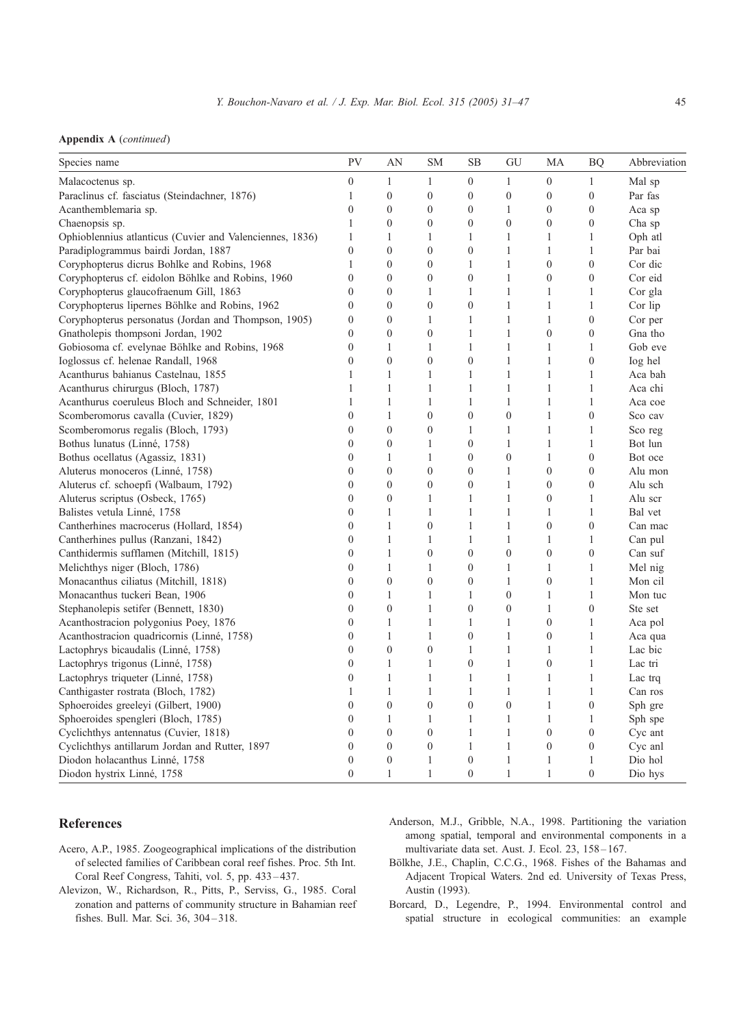**Appendix A** (*continued*)

| Species name | PV | AN | SM | SB | GU | MA | BQ | Abbreviation |
|---|---|---|---|---|---|---|---|---|
| Malacoctenus sp. | 0 | 1 | 1 | 0 | 1 | 0 | 1 | Mal sp |
| Paraclinus cf. fasciatus (Steindachner, 1876) | 1 | 0 | 0 | 0 | 0 | 0 | 0 | Par fas |
| Acanthemblemaria sp. | 0 | 0 | 0 | 0 | 1 | 0 | 0 | Aca sp |
| Chaenopsis sp. | 1 | 0 | 0 | 0 | 0 | 0 | 0 | Cha sp |
| Ophioblennius atlanticus (Cuvier and Valenciennes, 1836) | 1 | 1 | 1 | 1 | 1 | 1 | 1 | Oph atl |
| Paradiplogrammus bairdi Jordan, 1887 | 0 | 0 | 0 | 0 | 1 | 1 | 1 | Par bai |
| Coryphopterus dicrus Bohlke and Robins, 1968 | 1 | 0 | 0 | 1 | 1 | 0 | 0 | Cor dic |
| Coryphopterus cf. eidolon Böhlke and Robins, 1960 | 0 | 0 | 0 | 0 | 1 | 0 | 0 | Cor eid |
| Coryphopterus glaucofraenum Gill, 1863 | 0 | 0 | 1 | 1 | 1 | 1 | 1 | Cor gla |
| Coryphopterus lipernes Böhlke and Robins, 1962 | 0 | 0 | 0 | 0 | 1 | 1 | 1 | Cor lip |
| Coryphopterus personatus (Jordan and Thompson, 1905) | 0 | 0 | 1 | 1 | 1 | 1 | 0 | Cor per |
| Gnatholepis thompsoni Jordan, 1902 | 0 | 0 | 0 | 1 | 1 | 0 | 0 | Gna tho |
| Gobiosoma cf. evelynae Böhlke and Robins, 1968 | 0 | 1 | 1 | 1 | 1 | 1 | 1 | Gob eve |
| Ioglossus cf. helenae Randall, 1968 | 0 | 0 | 0 | 0 | 1 | 1 | 0 | Iog hel |
| Acanthurus bahianus Castelnau, 1855 | 1 | 1 | 1 | 1 | 1 | 1 | 1 | Aca bah |
| Acanthurus chirurgus (Bloch, 1787) | 1 | 1 | 1 | 1 | 1 | 1 | 1 | Aca chi |
| Acanthurus coeruleus Bloch and Schneider, 1801 | 1 | 1 | 1 | 1 | 1 | 1 | 1 | Aca coe |
| Scomberomorus cavalla (Cuvier, 1829) | 0 | 1 | 0 | 0 | 0 | 1 | 0 | Sco cav |
| Scomberomorus regalis (Bloch, 1793) | 0 | 0 | 0 | 1 | 1 | 1 | 1 | Sco reg |
| Bothus lunatus (Linné, 1758) | 0 | 0 | 1 | 0 | 1 | 1 | 1 | Bot lun |
| Bothus ocellatus (Agassiz, 1831) | 0 | 1 | 1 | 0 | 0 | 1 | 0 | Bot oce |
| Aluterus monoceros (Linné, 1758) | 0 | 0 | 0 | 0 | 1 | 0 | 0 | Alu mon |
| Aluterus cf. schoepfi (Walbaum, 1792) | 0 | 0 | 0 | 0 | 1 | 0 | 0 | Alu sch |
| Aluterus scriptus (Osbeck, 1765) | 0 | 0 | 1 | 1 | 1 | 0 | 1 | Alu scr |
| Balistes vetula Linné, 1758 | 0 | 1 | 1 | 1 | 1 | 1 | 1 | Bal vet |
| Cantherhines macrocerus (Hollard, 1854) | 0 | 1 | 0 | 1 | 1 | 0 | 0 | Can mac |
| Cantherhines pullus (Ranzani, 1842) | 0 | 1 | 1 | 1 | 1 | 1 | 1 | Can pul |
| Canthidermis sufflamen (Mitchill, 1815) | 0 | 1 | 0 | 0 | 0 | 0 | 0 | Can suf |
| Melichthys niger (Bloch, 1786) | 0 | 1 | 1 | 0 | 1 | 1 | 1 | Mel nig |
| Monacanthus ciliatus (Mitchill, 1818) | 0 | 0 | 0 | 0 | 1 | 0 | 1 | Mon cil |
| Monacanthus tuckeri Bean, 1906 | 0 | 1 | 1 | 1 | 0 | 1 | 1 | Mon tuc |
| Stephanolepis setifer (Bennett, 1830) | 0 | 0 | 1 | 0 | 0 | 1 | 0 | Ste set |
| Acanthostracion polygonius Poey, 1876 | 0 | 1 | 1 | 1 | 1 | 0 | 1 | Aca pol |
| Acanthostracion quadricornis (Linné, 1758) | 0 | 1 | 1 | 0 | 1 | 0 | 1 | Aca qua |
| Lactophrys bicaudalis (Linné, 1758) | 0 | 0 | 0 | 1 | 1 | 1 | 1 | Lac bic |
| Lactophrys trigonus (Linné, 1758) | 0 | 1 | 1 | 0 | 1 | 0 | 1 | Lac tri |
| Lactophrys triqueter (Linné, 1758) | 0 | 1 | 1 | 1 | 1 | 1 | 1 | Lac trq |
| Canthigaster rostrata (Bloch, 1782) | 1 | 1 | 1 | 1 | 1 | 1 | 1 | Can ros |
| Sphoeroides greeleyi (Gilbert, 1900) | 0 | 0 | 0 | 0 | 0 | 1 | 0 | Sph gre |
| Sphoeroides spengleri (Bloch, 1785) | 0 | 1 | 1 | 1 | 1 | 1 | 1 | Sph spe |
| Cyclichthys antennatus (Cuvier, 1818) | 0 | 0 | 0 | 1 | 1 | 0 | 0 | Cyc ant |
| Cyclichthys antillarum Jordan and Rutter, 1897 | 0 | 0 | 0 | 1 | 1 | 0 | 0 | Cyc anl |
| Diodon holacanthus Linné, 1758 | 0 | 0 | 1 | 0 | 1 | 1 | 1 | Dio hol |
| Diodon hystrix Linné, 1758 | 0 | 1 | 1 | 0 | 1 | 1 | 0 | Dio hys |

## References

Acero, A.P., 1985. Zoogeographical implications of the distribution of selected families of Caribbean coral reef fishes. Proc. 5th Int. Coral Reef Congress, Tahiti, vol. 5, pp. 433–437.

Alevizon, W., Richardson, R., Pitts, P., Serviss, G., 1985. Coral zonation and patterns of community structure in Bahamian reef fishes. Bull. Mar. Sci. 36, 304–318.

Anderson, M.J., Gribble, N.A., 1998. Partitioning the variation among spatial, temporal and environmental components in a multivariate data set. Aust. J. Ecol. 23, 158–167.

Bölkhe, J.E., Chaplin, C.C.G., 1968. Fishes of the Bahamas and Adjacent Tropical Waters. 2nd ed. University of Texas Press, Austin (1993).

Borcard, D., Legendre, P., 1994. Environmental control and spatial structure in ecological communities: an example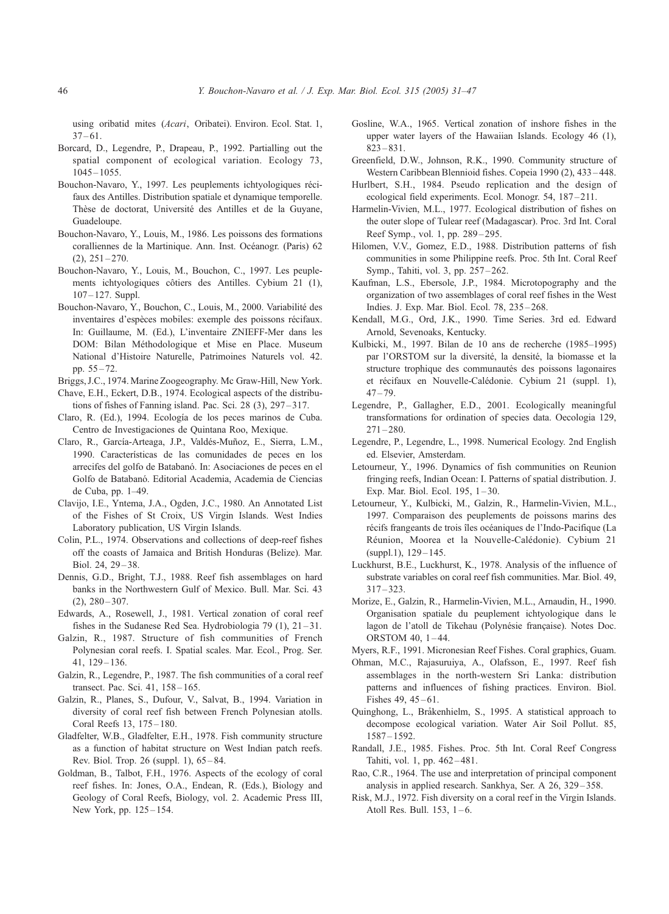using oribatid mites (*Acari*, Oribatei). Environ. Ecol. Stat. 1, 37–61.

Borcard, D., Legendre, P., Drapeau, P., 1992. Partialling out the spatial component of ecological variation. Ecology 73, 1045–1055.

Bouchon-Navaro, Y., 1997. Les peuplements ichtyologiques récifaux des Antilles. Distribution spatiale et dynamique temporelle. Thèse de doctorat, Université des Antilles et de la Guyane, Guadeloupe.

Bouchon-Navaro, Y., Louis, M., 1986. Les poissons des formations coralliennes de la Martinique. Ann. Inst. Océanogr. (Paris) 62 (2), 251–270.

Bouchon-Navaro, Y., Louis, M., Bouchon, C., 1997. Les peuplements ichtyologiques côtiers des Antilles. Cybium 21 (1), 107–127. Suppl.

Bouchon-Navaro, Y., Bouchon, C., Louis, M., 2000. Variabilité des inventaires d'espèces mobiles: exemple des poissons récifaux. In: Guillaume, M. (Ed.), L'inventaire ZNIEFF-Mer dans les DOM: Bilan Méthodologique et Mise en Place. Museum National d'Histoire Naturelle, Patrimoines Naturels vol. 42. pp. 55–72.

Briggs, J.C., 1974. Marine Zoogeography. Mc Graw-Hill, New York.

Chave, E.H., Eckert, D.B., 1974. Ecological aspects of the distributions of fishes of Fanning island. Pac. Sci. 28 (3), 297–317.

Claro, R. (Ed.), 1994. Ecología de los peces marinos de Cuba. Centro de Investigaciones de Quintana Roo, Mexique.

Claro, R., García-Arteaga, J.P., Valdés-Muñoz, E., Sierra, L.M., 1990. Características de las comunidades de peces en los arrecifes del golfo de Batabanó. In: Asociaciones de peces en el Golfo de Batabanó. Editorial Academia, Academia de Ciencias de Cuba, pp. 1–49.

Clavijo, I.E., Yntema, J.A., Ogden, J.C., 1980. An Annotated List of the Fishes of St Croix, US Virgin Islands. West Indies Laboratory publication, US Virgin Islands.

Colin, P.L., 1974. Observations and collections of deep-reef fishes off the coasts of Jamaica and British Honduras (Belize). Mar. Biol. 24, 29–38.

Dennis, G.D., Bright, T.J., 1988. Reef fish assemblages on hard banks in the Northwestern Gulf of Mexico. Bull. Mar. Sci. 43 (2), 280–307.

Edwards, A., Rosewell, J., 1981. Vertical zonation of coral reef fishes in the Sudanese Red Sea. Hydrobiologia 79 (1), 21–31.

Galzin, R., 1987. Structure of fish communities of French Polynesian coral reefs. I. Spatial scales. Mar. Ecol., Prog. Ser. 41, 129–136.

Galzin, R., Legendre, P., 1987. The fish communities of a coral reef transect. Pac. Sci. 41, 158–165.

Galzin, R., Planes, S., Dufour, V., Salvat, B., 1994. Variation in diversity of coral reef fish between French Polynesian atolls. Coral Reefs 13, 175–180.

Gladfelter, W.B., Gladfelter, E.H., 1978. Fish community structure as a function of habitat structure on West Indian patch reefs. Rev. Biol. Trop. 26 (suppl. 1), 65–84.

Goldman, B., Talbot, F.H., 1976. Aspects of the ecology of coral reef fishes. In: Jones, O.A., Endean, R. (Eds.), Biology and Geology of Coral Reefs, Biology, vol. 2. Academic Press III, New York, pp. 125–154.

Gosline, W.A., 1965. Vertical zonation of inshore fishes in the upper water layers of the Hawaiian Islands. Ecology 46 (1), 823–831.

Greenfield, D.W., Johnson, R.K., 1990. Community structure of Western Caribbean Blennioid fishes. Copeia 1990 (2), 433–448.

Hurlbert, S.H., 1984. Pseudo replication and the design of ecological field experiments. Ecol. Monogr. 54, 187–211.

Harmelin-Vivien, M.L., 1977. Ecological distribution of fishes on the outer slope of Tulear reef (Madagascar). Proc. 3rd Int. Coral Reef Symp., vol. 1, pp. 289–295.

Hilomen, V.V., Gomez, E.D., 1988. Distribution patterns of fish communities in some Philippine reefs. Proc. 5th Int. Coral Reef Symp., Tahiti, vol. 3, pp. 257–262.

Kaufman, L.S., Ebersole, J.P., 1984. Microtopography and the organization of two assemblages of coral reef fishes in the West Indies. J. Exp. Mar. Biol. Ecol. 78, 235–268.

Kendall, M.G., Ord, J.K., 1990. Time Series. 3rd ed. Edward Arnold, Sevenoaks, Kentucky.

Kulbicki, M., 1997. Bilan de 10 ans de recherche (1985–1995) par l'ORSTOM sur la diversité, la densité, la biomasse et la structure trophique des communautés des poissons lagonaires et récifaux en Nouvelle-Calédonie. Cybium 21 (suppl. 1), 47–79.

Legendre, P., Gallagher, E.D., 2001. Ecologically meaningful transformations for ordination of species data. Oecologia 129, 271–280.

Legendre, P., Legendre, L., 1998. Numerical Ecology. 2nd English ed. Elsevier, Amsterdam.

Letourneur, Y., 1996. Dynamics of fish communities on Reunion fringing reefs, Indian Ocean: I. Patterns of spatial distribution. J. Exp. Mar. Biol. Ecol. 195, 1–30.

Letourneur, Y., Kulbicki, M., Galzin, R., Harmelin-Vivien, M.L., 1997. Comparaison des peuplements de poissons marins des récifs frangeants de trois îles océaniques de l'Indo-Pacifique (La Réunion, Moorea et la Nouvelle-Calédonie). Cybium 21 (suppl.1), 129–145.

Luckhurst, B.E., Luckhurst, K., 1978. Analysis of the influence of substrate variables on coral reef fish communities. Mar. Biol. 49, 317–323.

Morize, E., Galzin, R., Harmelin-Vivien, M.L., Arnaudin, H., 1990. Organisation spatiale du peuplement ichtyologique dans le lagon de l'atoll de Tikehau (Polynésie française). Notes Doc. ORSTOM 40, 1–44.

Myers, R.F., 1991. Micronesian Reef Fishes. Coral graphics, Guam.

Ohman, M.C., Rajasuruiya, A., Olafsson, E., 1997. Reef fish assemblages in the north-western Sri Lanka: distribution patterns and influences of fishing practices. Environ. Biol. Fishes 49, 45–61.

Quinghong, L., Bråkenhielm, S., 1995. A statistical approach to decompose ecological variation. Water Air Soil Pollut. 85, 1587–1592.

Randall, J.E., 1985. Fishes. Proc. 5th Int. Coral Reef Congress Tahiti, vol. 1, pp. 462–481.

Rao, C.R., 1964. The use and interpretation of principal component analysis in applied research. Sankhya, Ser. A 26, 329–358.

Risk, M.J., 1972. Fish diversity on a coral reef in the Virgin Islands. Atoll Res. Bull. 153, 1–6.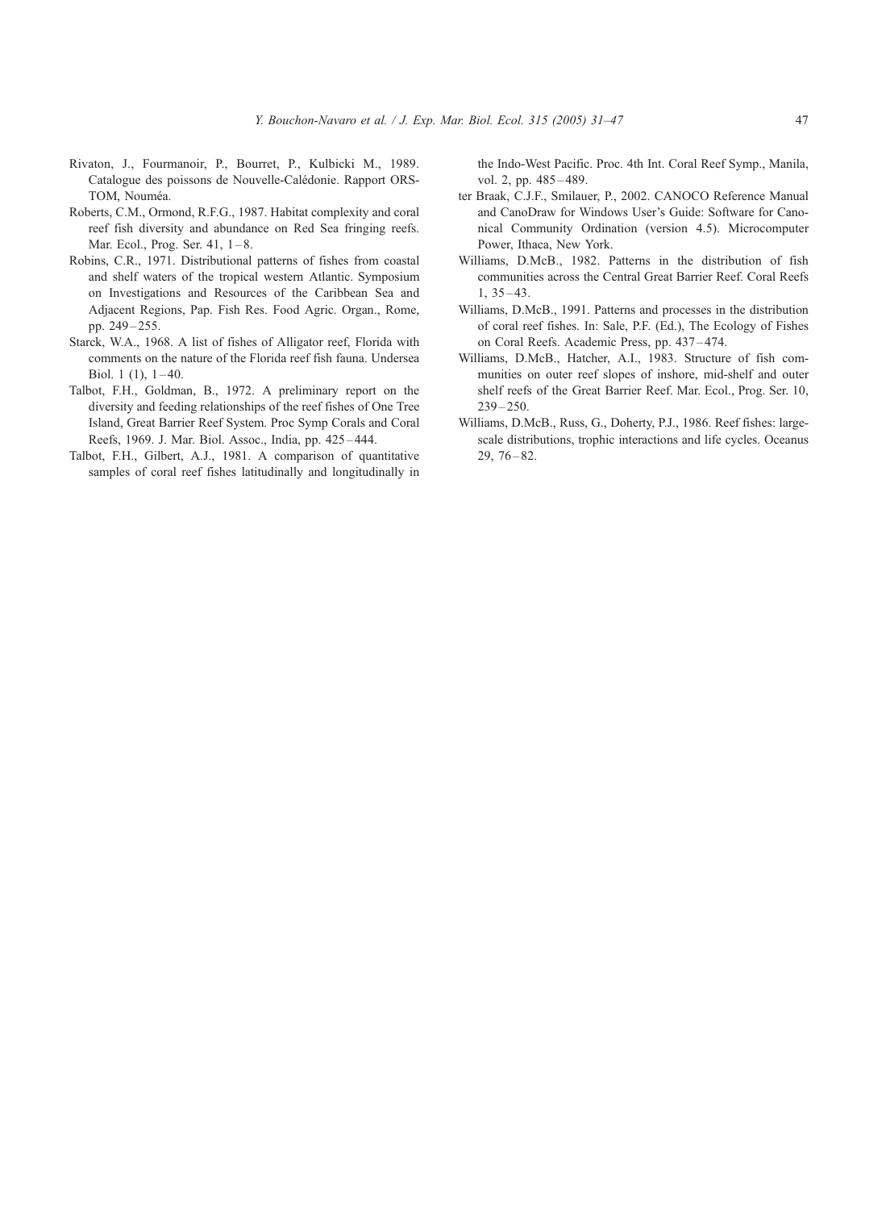Rivaton, J., Fourmanoir, P., Bourret, P., Kulbicki M., 1989. Catalogue des poissons de Nouvelle-Calédonie. Rapport ORSTOM, Nouméa.

Roberts, C.M., Ormond, R.F.G., 1987. Habitat complexity and coral reef fish diversity and abundance on Red Sea fringing reefs. Mar. Ecol., Prog. Ser. 41, 1–8.

Robins, C.R., 1971. Distributional patterns of fishes from coastal and shelf waters of the tropical western Atlantic. Symposium on Investigations and Resources of the Caribbean Sea and Adjacent Regions, Pap. Fish Res. Food Agric. Organ., Rome, pp. 249–255.

Starck, W.A., 1968. A list of fishes of Alligator reef, Florida with comments on the nature of the Florida reef fish fauna. Undersea Biol. 1 (1), 1–40.

Talbot, F.H., Goldman, B., 1972. A preliminary report on the diversity and feeding relationships of the reef fishes of One Tree Island, Great Barrier Reef System. Proc Symp Corals and Coral Reefs, 1969. J. Mar. Biol. Assoc., India, pp. 425–444.

Talbot, F.H., Gilbert, A.J., 1981. A comparison of quantitative samples of coral reef fishes latitudinally and longitudinally in the Indo-West Pacific. Proc. 4th Int. Coral Reef Symp., Manila, vol. 2, pp. 485–489.

ter Braak, C.J.F., Smilauer, P., 2002. CANOCO Reference Manual and CanoDraw for Windows User's Guide: Software for Canonical Community Ordination (version 4.5). Microcomputer Power, Ithaca, New York.

Williams, D.McB., 1982. Patterns in the distribution of fish communities across the Central Great Barrier Reef. Coral Reefs 1, 35–43.

Williams, D.McB., 1991. Patterns and processes in the distribution of coral reef fishes. In: Sale, P.F. (Ed.), The Ecology of Fishes on Coral Reefs. Academic Press, pp. 437–474.

Williams, D.McB., Hatcher, A.I., 1983. Structure of fish communities on outer reef slopes of inshore, mid-shelf and outer shelf reefs of the Great Barrier Reef. Mar. Ecol., Prog. Ser. 10, 239–250.

Williams, D.McB., Russ, G., Doherty, P.J., 1986. Reef fishes: large-scale distributions, trophic interactions and life cycles. Oceanus 29, 76–82.